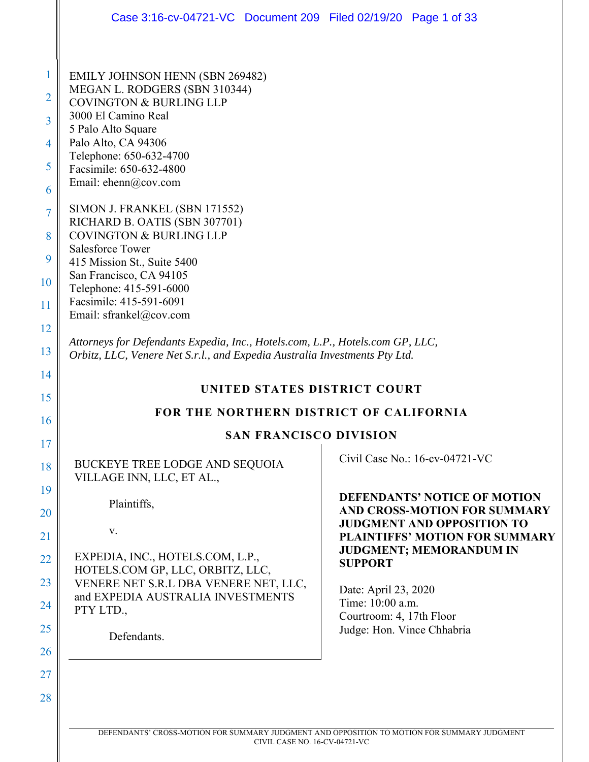EMILY JOHNSON HENN (SBN 269482)
MEGAN L. RODGERS (SBN 310344)
COVINGTON & BURLING LLP
3000 El Camino Real
5 Palo Alto Square
Palo Alto, CA 94306
Telephone: 650-632-4700
Facsimile: 650-632-4800
Email: ehenn@cov.com

SIMON J. FRANKEL (SBN 171552)
RICHARD B. OATIS (SBN 307701)
COVINGTON & BURLING LLP
Salesforce Tower
415 Mission St., Suite 5400
San Francisco, CA 94105
Telephone: 415-591-6000
Facsimile: 415-591-6091
Email: sfrankel@cov.com

*Attorneys for Defendants Expedia, Inc., Hotels.com, L.P., Hotels.com GP, LLC, Orbitz, LLC, Venere Net S.r.l., and Expedia Australia Investments Pty Ltd.*

**UNITED STATES DISTRICT COURT**

**FOR THE NORTHERN DISTRICT OF CALIFORNIA**

**SAN FRANCISCO DIVISION**

BUCKEYE TREE LODGE AND SEQUOIA VILLAGE INN, LLC, ET AL.,

Plaintiffs,

v.

EXPEDIA, INC., HOTELS.COM, L.P., HOTELS.COM GP, LLC, ORBITZ, LLC, VENERE NET S.R.L DBA VENERE NET, LLC, and EXPEDIA AUSTRALIA INVESTMENTS PTY LTD.,

Defendants.

Civil Case No.: 16-cv-04721-VC

**DEFENDANTS' NOTICE OF MOTION AND CROSS-MOTION FOR SUMMARY JUDGMENT AND OPPOSITION TO PLAINTIFFS' MOTION FOR SUMMARY JUDGMENT; MEMORANDUM IN SUPPORT**

Date: April 23, 2020
Time: 10:00 a.m.
Courtroom: 4, 17th Floor
Judge: Hon. Vince Chhabria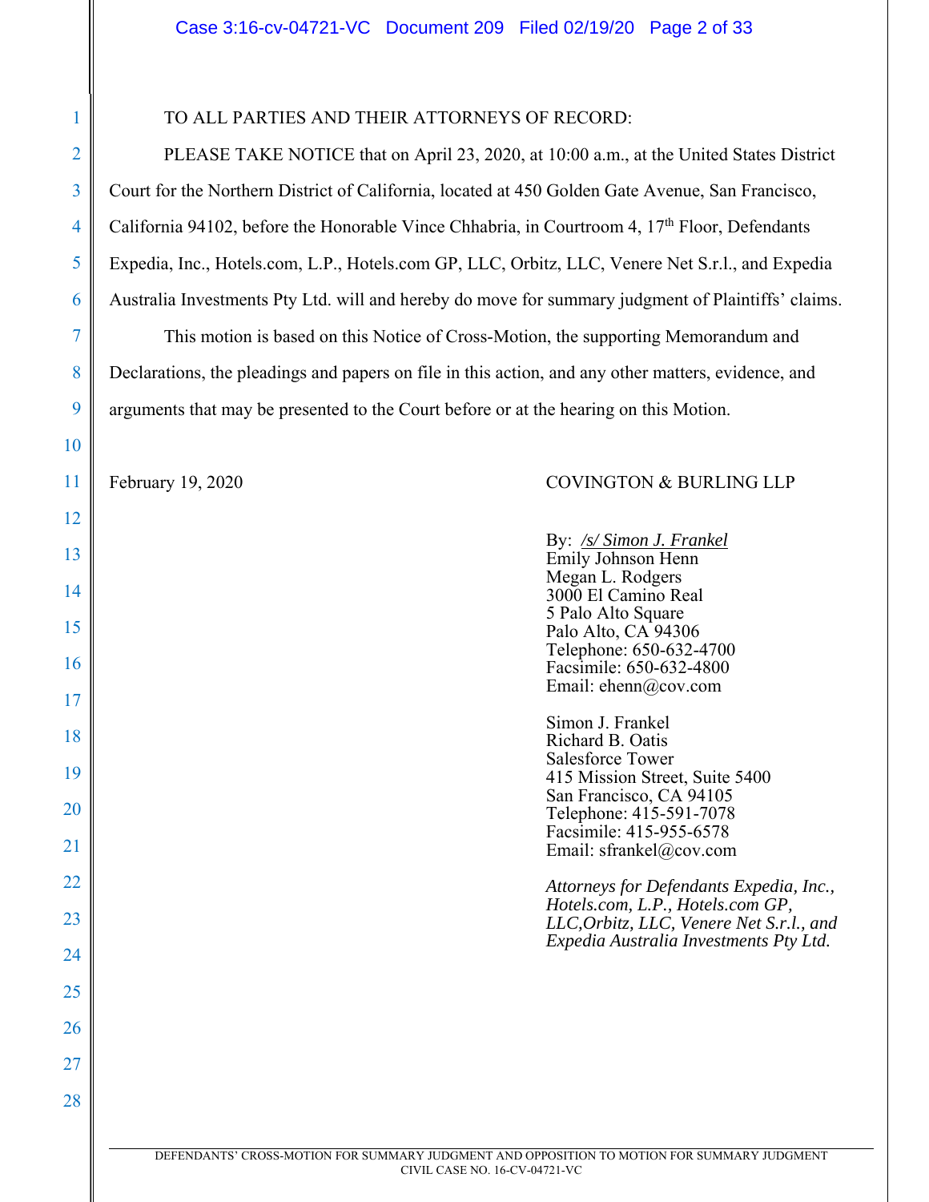TO ALL PARTIES AND THEIR ATTORNEYS OF RECORD:

PLEASE TAKE NOTICE that on April 23, 2020, at 10:00 a.m., at the United States District Court for the Northern District of California, located at 450 Golden Gate Avenue, San Francisco, California 94102, before the Honorable Vince Chhabria, in Courtroom 4, 17th Floor, Defendants Expedia, Inc., Hotels.com, L.P., Hotels.com GP, LLC, Orbitz, LLC, Venere Net S.r.l., and Expedia Australia Investments Pty Ltd. will and hereby do move for summary judgment of Plaintiffs' claims.

This motion is based on this Notice of Cross-Motion, the supporting Memorandum and Declarations, the pleadings and papers on file in this action, and any other matters, evidence, and arguments that may be presented to the Court before or at the hearing on this Motion.

February 19, 2020

COVINGTON & BURLING LLP

By: /s/ Simon J. Frankel
Emily Johnson Henn
Megan L. Rodgers
3000 El Camino Real
5 Palo Alto Square
Palo Alto, CA 94306
Telephone: 650-632-4700
Facsimile: 650-632-4800
Email: ehenn@cov.com

Simon J. Frankel
Richard B. Oatis
Salesforce Tower
415 Mission Street, Suite 5400
San Francisco, CA 94105
Telephone: 415-591-7078
Facsimile: 415-955-6578
Email: sfrankel@cov.com

*Attorneys for Defendants Expedia, Inc., Hotels.com, L.P., Hotels.com GP, LLC,Orbitz, LLC, Venere Net S.r.l., and Expedia Australia Investments Pty Ltd.*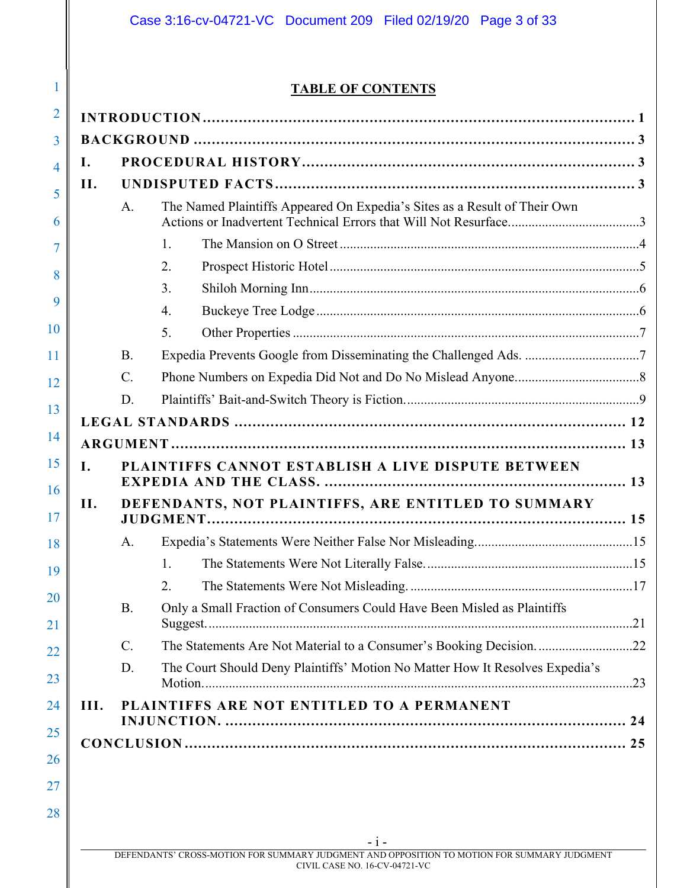## TABLE OF CONTENTS

**INTRODUCTION** ..... 1

**BACKGROUND** ..... 3

**I. PROCEDURAL HISTORY** ..... 3

**II. UNDISPUTED FACTS** ..... 3

- A. The Named Plaintiffs Appeared On Expedia's Sites as a Result of Their Own Actions or Inadvertent Technical Errors that Will Not Resurface. ..... 3
  - 1. The Mansion on O Street ..... 4
  - 2. Prospect Historic Hotel ..... 5
  - 3. Shiloh Morning Inn ..... 6
  - 4. Buckeye Tree Lodge ..... 6
  - 5. Other Properties ..... 7
- B. Expedia Prevents Google from Disseminating the Challenged Ads. ..... 7
- C. Phone Numbers on Expedia Did Not and Do No Mislead Anyone. ..... 8
- D. Plaintiffs' Bait-and-Switch Theory is Fiction. ..... 9

**LEGAL STANDARDS** ..... 12

**ARGUMENT** ..... 13

**I. PLAINTIFFS CANNOT ESTABLISH A LIVE DISPUTE BETWEEN EXPEDIA AND THE CLASS.** ..... 13

**II. DEFENDANTS, NOT PLAINTIFFS, ARE ENTITLED TO SUMMARY JUDGMENT** ..... 15

- A. Expedia's Statements Were Neither False Nor Misleading. ..... 15
  - 1. The Statements Were Not Literally False. ..... 15
  - 2. The Statements Were Not Misleading. ..... 17
- B. Only a Small Fraction of Consumers Could Have Been Misled as Plaintiffs Suggest. ..... 21
- C. The Statements Are Not Material to a Consumer's Booking Decision. ..... 22
- D. The Court Should Deny Plaintiffs' Motion No Matter How It Resolves Expedia's Motion. ..... 23

**III. PLAINTIFFS ARE NOT ENTITLED TO A PERMANENT INJUNCTION.** ..... 24

**CONCLUSION** ..... 25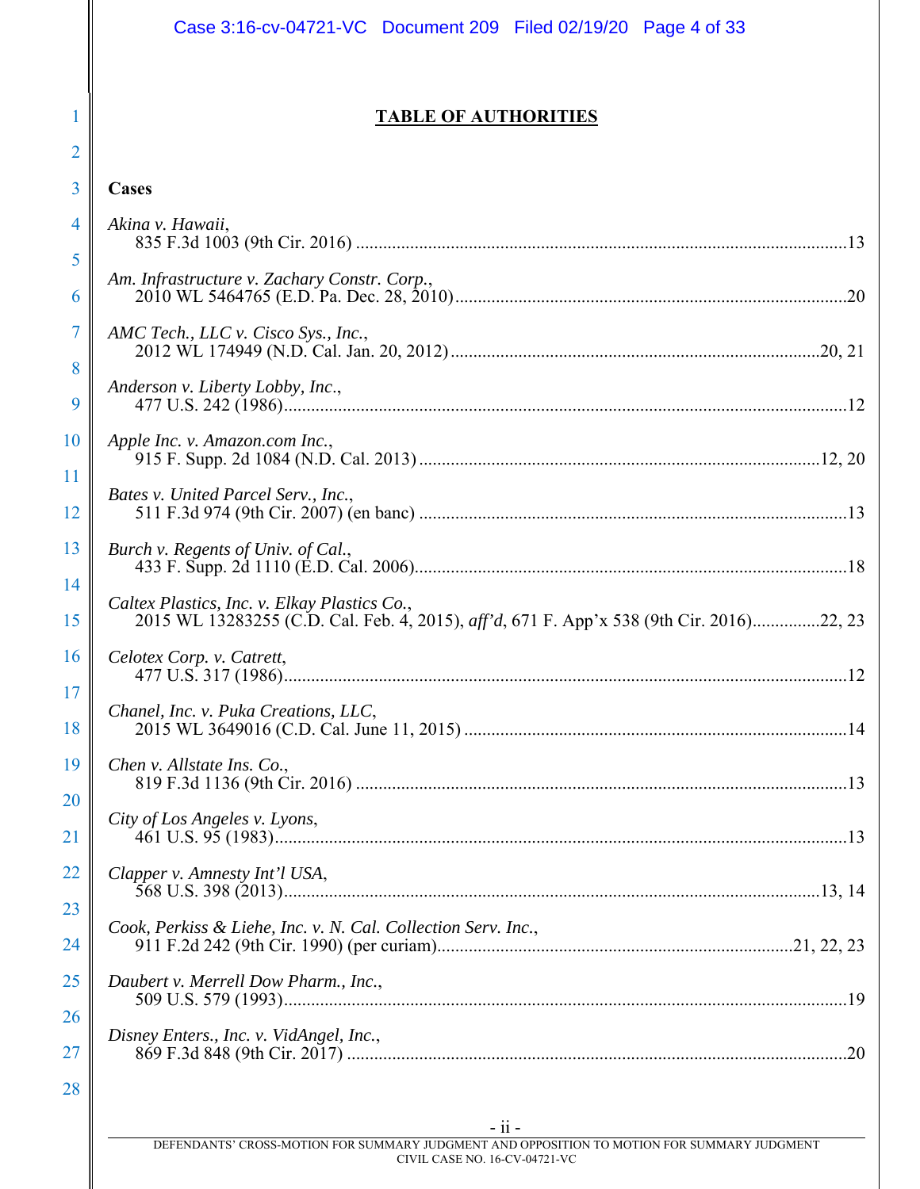# TABLE OF AUTHORITIES

**Cases**

*Akina v. Hawaii*,
835 F.3d 1003 (9th Cir. 2016) ....................................................................................................13

*Am. Infrastructure v. Zachary Constr. Corp.*,
2010 WL 5464765 (E.D. Pa. Dec. 28, 2010)..............................................................................20

*AMC Tech., LLC v. Cisco Sys., Inc.*,
2012 WL 174949 (N.D. Cal. Jan. 20, 2012)..........................................................................20, 21

*Anderson v. Liberty Lobby, Inc.*,
477 U.S. 242 (1986)....................................................................................................................12

*Apple Inc. v. Amazon.com Inc.*,
915 F. Supp. 2d 1084 (N.D. Cal. 2013) ................................................................................12, 20

*Bates v. United Parcel Serv., Inc.*,
511 F.3d 974 (9th Cir. 2007) (en banc) ......................................................................................13

*Burch v. Regents of Univ. of Cal.*,
433 F. Supp. 2d 1110 (E.D. Cal. 2006).......................................................................................18

*Caltex Plastics, Inc. v. Elkay Plastics Co.*,
2015 WL 13283255 (C.D. Cal. Feb. 4, 2015), *aff'd*, 671 F. App'x 538 (9th Cir. 2016)..............22, 23

*Celotex Corp. v. Catrett*,
477 U.S. 317 (1986)....................................................................................................................12

*Chanel, Inc. v. Puka Creations, LLC*,
2015 WL 3649016 (C.D. Cal. June 11, 2015) .............................................................................14

*Chen v. Allstate Ins. Co.*,
819 F.3d 1136 (9th Cir. 2016) .....................................................................................................13

*City of Los Angeles v. Lyons*,
461 U.S. 95 (1983)......................................................................................................................13

*Clapper v. Amnesty Int'l USA*,
568 U.S. 398 (2013)...............................................................................................................13, 14

*Cook, Perkiss & Liehe, Inc. v. N. Cal. Collection Serv. Inc.*,
911 F.2d 242 (9th Cir. 1990) (per curiam).....................................................................21, 22, 23

*Daubert v. Merrell Dow Pharm., Inc.*,
509 U.S. 579 (1993)....................................................................................................................19

*Disney Enters., Inc. v. VidAngel, Inc.*,
869 F.3d 848 (9th Cir. 2017) .....................................................................................................20

DEFENDANTS' CROSS-MOTION FOR SUMMARY JUDGMENT AND OPPOSITION TO MOTION FOR SUMMARY JUDGMENT
CIVIL CASE NO. 16-CV-04721-VC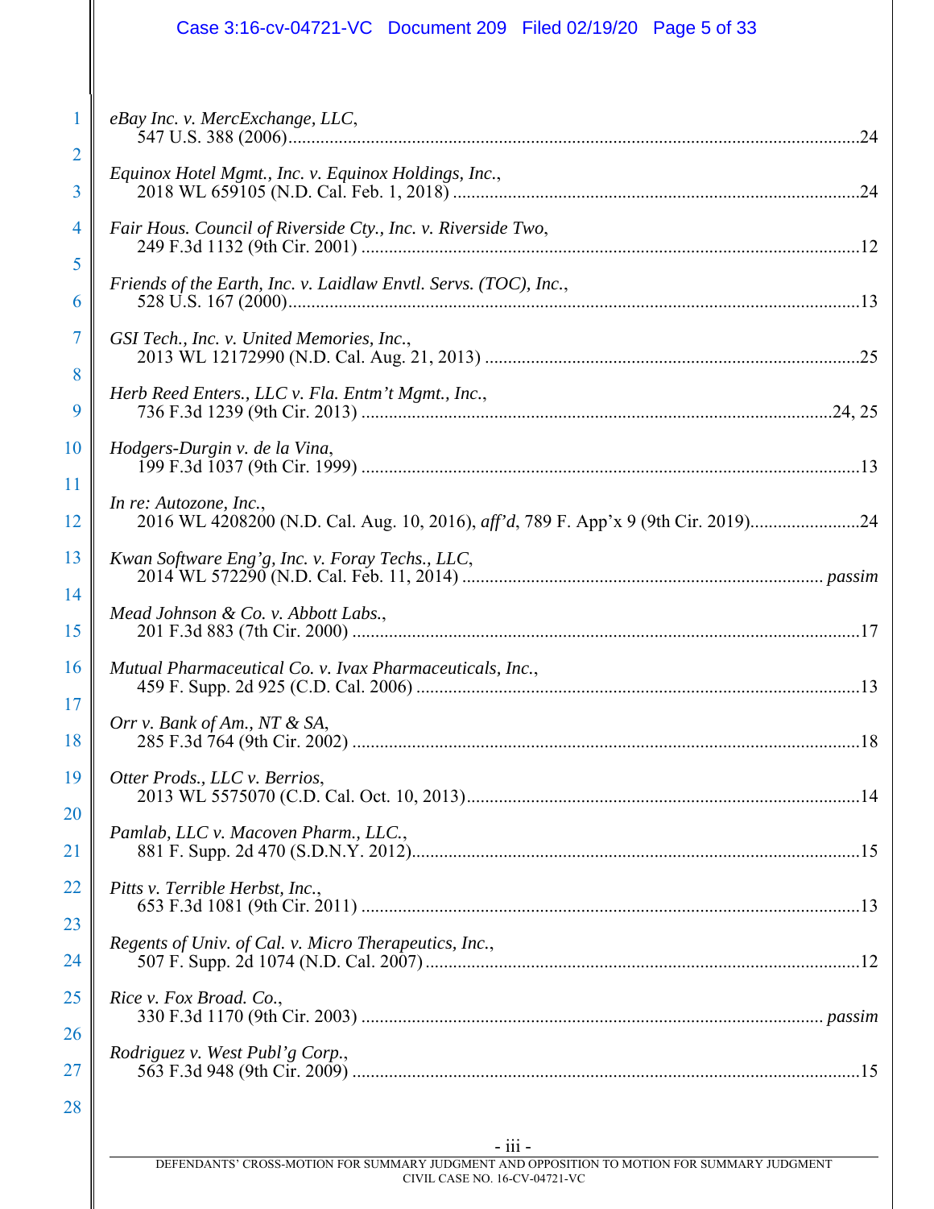*eBay Inc. v. MercExchange, LLC*,
547 U.S. 388 (2006) ... 24

*Equinox Hotel Mgmt., Inc. v. Equinox Holdings, Inc.*,
2018 WL 659105 (N.D. Cal. Feb. 1, 2018) ... 24

*Fair Hous. Council of Riverside Cty., Inc. v. Riverside Two*,
249 F.3d 1132 (9th Cir. 2001) ... 12

*Friends of the Earth, Inc. v. Laidlaw Envtl. Servs. (TOC), Inc.*,
528 U.S. 167 (2000) ... 13

*GSI Tech., Inc. v. United Memories, Inc.*,
2013 WL 12172990 (N.D. Cal. Aug. 21, 2013) ... 25

*Herb Reed Enters., LLC v. Fla. Entm't Mgmt., Inc.*,
736 F.3d 1239 (9th Cir. 2013) ... 24, 25

*Hodgers-Durgin v. de la Vina*,
199 F.3d 1037 (9th Cir. 1999) ... 13

*In re: Autozone, Inc.*,
2016 WL 4208200 (N.D. Cal. Aug. 10, 2016), *aff'd*, 789 F. App'x 9 (9th Cir. 2019) ... 24

*Kwan Software Eng'g, Inc. v. Foray Techs., LLC*,
2014 WL 572290 (N.D. Cal. Feb. 11, 2014) ... *passim*

*Mead Johnson & Co. v. Abbott Labs.*,
201 F.3d 883 (7th Cir. 2000) ... 17

*Mutual Pharmaceutical Co. v. Ivax Pharmaceuticals, Inc.*,
459 F. Supp. 2d 925 (C.D. Cal. 2006) ... 13

*Orr v. Bank of Am., NT & SA*,
285 F.3d 764 (9th Cir. 2002) ... 18

*Otter Prods., LLC v. Berrios*,
2013 WL 5575070 (C.D. Cal. Oct. 10, 2013) ... 14

*Pamlab, LLC v. Macoven Pharm., LLC.*,
881 F. Supp. 2d 470 (S.D.N.Y. 2012) ... 15

*Pitts v. Terrible Herbst, Inc.*,
653 F.3d 1081 (9th Cir. 2011) ... 13

*Regents of Univ. of Cal. v. Micro Therapeutics, Inc.*,
507 F. Supp. 2d 1074 (N.D. Cal. 2007) ... 12

*Rice v. Fox Broad. Co.*,
330 F.3d 1170 (9th Cir. 2003) ... *passim*

*Rodriguez v. West Publ'g Corp.*,
563 F.3d 948 (9th Cir. 2009) ... 15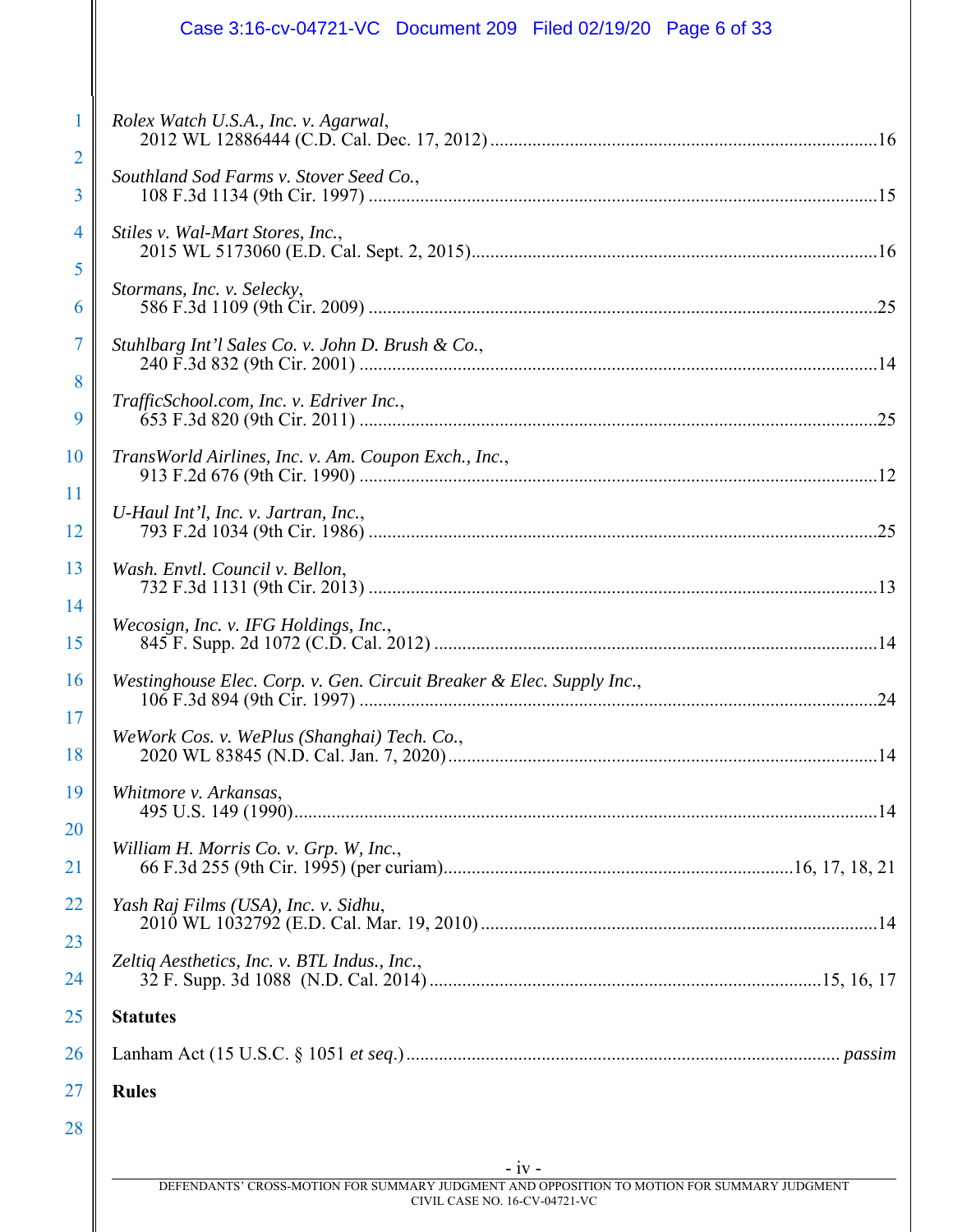*Rolex Watch U.S.A., Inc. v. Agarwal*,
2012 WL 12886444 (C.D. Cal. Dec. 17, 2012) ..................................................................................16

*Southland Sod Farms v. Stover Seed Co.*,
108 F.3d 1134 (9th Cir. 1997) ............................................................................................................15

*Stiles v. Wal-Mart Stores, Inc.*,
2015 WL 5173060 (E.D. Cal. Sept. 2, 2015).......................................................................................16

*Stormans, Inc. v. Selecky*,
586 F.3d 1109 (9th Cir. 2009) ............................................................................................................25

*Stuhlbarg Int'l Sales Co. v. John D. Brush & Co.*,
240 F.3d 832 (9th Cir. 2001) ..............................................................................................................14

*TrafficSchool.com, Inc. v. Edriver Inc.*,
653 F.3d 820 (9th Cir. 2011) ..............................................................................................................25

*TransWorld Airlines, Inc. v. Am. Coupon Exch., Inc.*,
913 F.2d 676 (9th Cir. 1990) ..............................................................................................................12

*U-Haul Int'l, Inc. v. Jartran, Inc.*,
793 F.2d 1034 (9th Cir. 1986) ............................................................................................................25

*Wash. Envtl. Council v. Bellon*,
732 F.3d 1131 (9th Cir. 2013) ............................................................................................................13

*Wecosign, Inc. v. IFG Holdings, Inc.*,
845 F. Supp. 2d 1072 (C.D. Cal. 2012) ..............................................................................................14

*Westinghouse Elec. Corp. v. Gen. Circuit Breaker & Elec. Supply Inc.*,
106 F.3d 894 (9th Cir. 1997) ..............................................................................................................24

*WeWork Cos. v. WePlus (Shanghai) Tech. Co.*,
2020 WL 83845 (N.D. Cal. Jan. 7, 2020)............................................................................................14

*Whitmore v. Arkansas*,
495 U.S. 149 (1990).............................................................................................................................14

*William H. Morris Co. v. Grp. W, Inc.*,
66 F.3d 255 (9th Cir. 1995) (per curiam)..........................................................................16, 17, 18, 21

*Yash Raj Films (USA), Inc. v. Sidhu*,
2010 WL 1032792 (E.D. Cal. Mar. 19, 2010) .....................................................................................14

*Zeltiq Aesthetics, Inc. v. BTL Indus., Inc.*,
32 F. Supp. 3d 1088 (N.D. Cal. 2014) ...................................................................................15, 16, 17

**Statutes**

Lanham Act (15 U.S.C. § 1051 *et seq.*) ............................................................................................ *passim*

**Rules**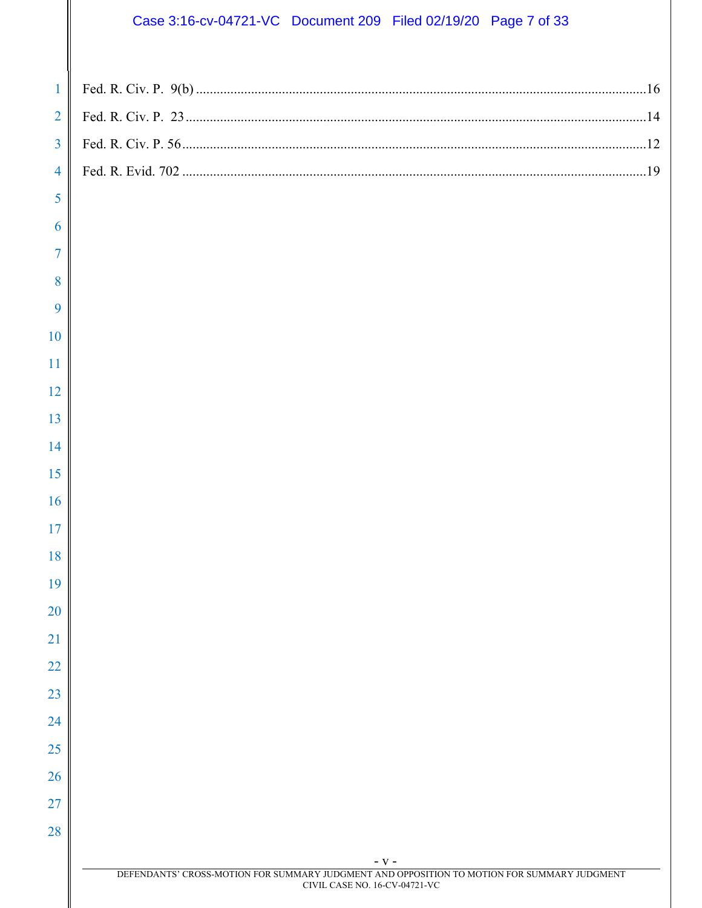Fed. R. Civ. P. 9(b) ....................................................................................................................16

Fed. R. Civ. P. 23 .......................................................................................................................14

Fed. R. Civ. P. 56 .......................................................................................................................12

Fed. R. Evid. 702 .......................................................................................................................19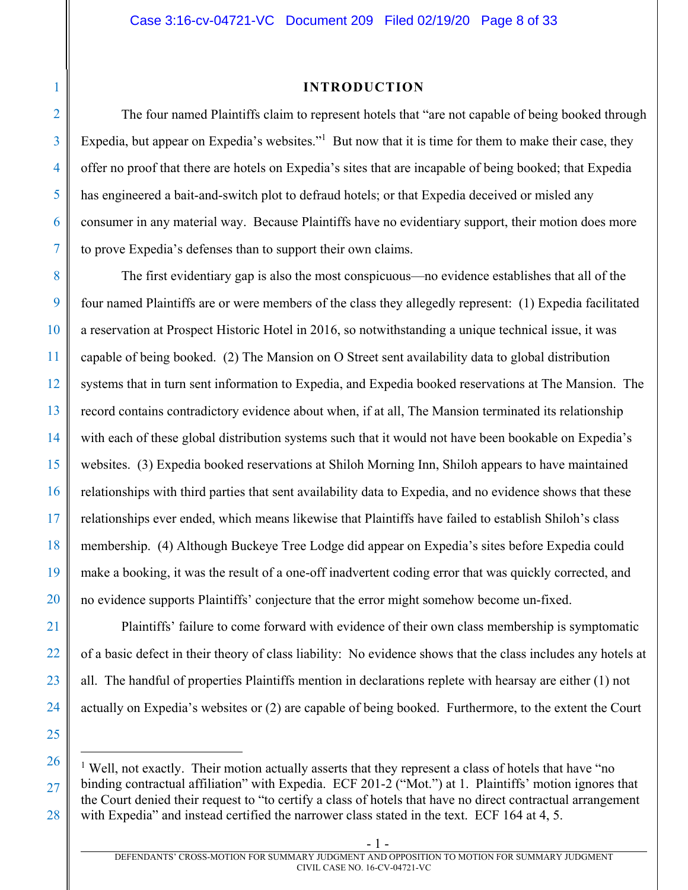## INTRODUCTION

The four named Plaintiffs claim to represent hotels that "are not capable of being booked through Expedia, but appear on Expedia's websites."[1] But now that it is time for them to make their case, they offer no proof that there are hotels on Expedia's sites that are incapable of being booked; that Expedia has engineered a bait-and-switch plot to defraud hotels; or that Expedia deceived or misled any consumer in any material way. Because Plaintiffs have no evidentiary support, their motion does more to prove Expedia's defenses than to support their own claims.

The first evidentiary gap is also the most conspicuous—no evidence establishes that all of the four named Plaintiffs are or were members of the class they allegedly represent: (1) Expedia facilitated a reservation at Prospect Historic Hotel in 2016, so notwithstanding a unique technical issue, it was capable of being booked. (2) The Mansion on O Street sent availability data to global distribution systems that in turn sent information to Expedia, and Expedia booked reservations at The Mansion. The record contains contradictory evidence about when, if at all, The Mansion terminated its relationship with each of these global distribution systems such that it would not have been bookable on Expedia's websites. (3) Expedia booked reservations at Shiloh Morning Inn, Shiloh appears to have maintained relationships with third parties that sent availability data to Expedia, and no evidence shows that these relationships ever ended, which means likewise that Plaintiffs have failed to establish Shiloh's class membership. (4) Although Buckeye Tree Lodge did appear on Expedia's sites before Expedia could make a booking, it was the result of a one-off inadvertent coding error that was quickly corrected, and no evidence supports Plaintiffs' conjecture that the error might somehow become un-fixed.

Plaintiffs' failure to come forward with evidence of their own class membership is symptomatic of a basic defect in their theory of class liability: No evidence shows that the class includes any hotels at all. The handful of properties Plaintiffs mention in declarations replete with hearsay are either (1) not actually on Expedia's websites or (2) are capable of being booked. Furthermore, to the extent the Court

---

[1] Well, not exactly. Their motion actually asserts that they represent a class of hotels that have "no binding contractual affiliation" with Expedia. ECF 201-2 ("Mot.") at 1. Plaintiffs' motion ignores that the Court denied their request to "to certify a class of hotels that have no direct contractual arrangement with Expedia" and instead certified the narrower class stated in the text. ECF 164 at 4, 5.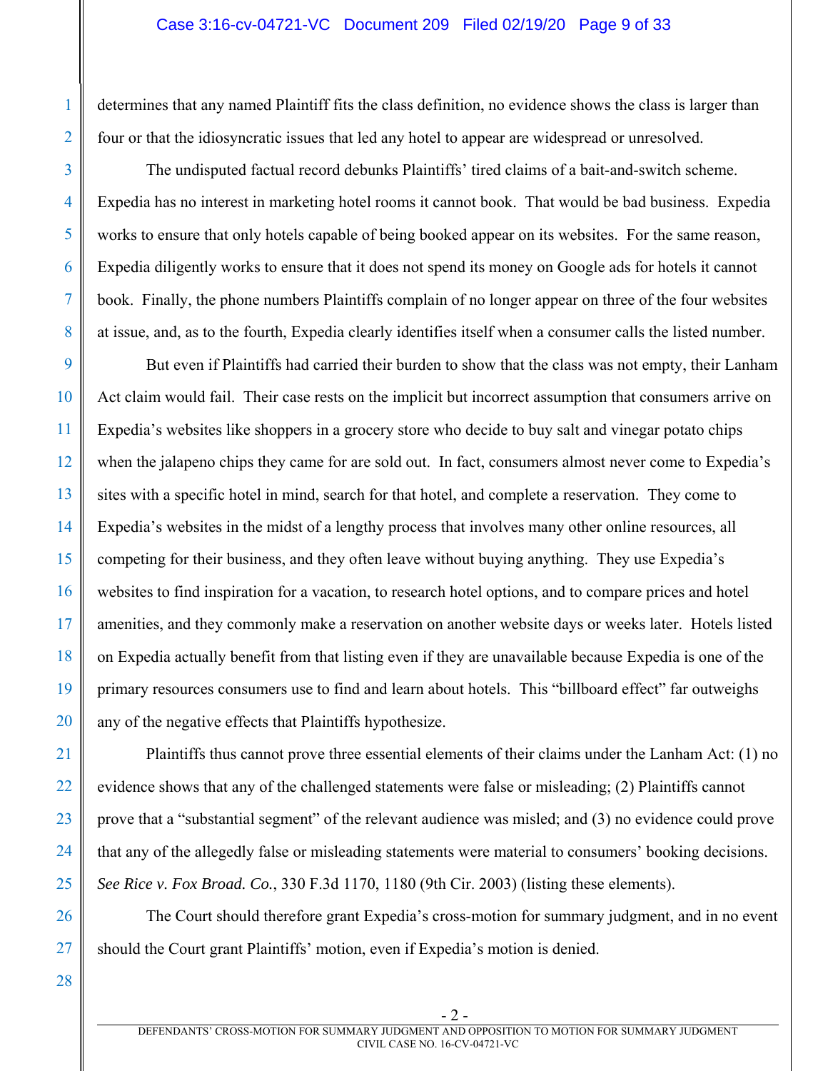determines that any named Plaintiff fits the class definition, no evidence shows the class is larger than four or that the idiosyncratic issues that led any hotel to appear are widespread or unresolved.

The undisputed factual record debunks Plaintiffs' tired claims of a bait-and-switch scheme. Expedia has no interest in marketing hotel rooms it cannot book. That would be bad business. Expedia works to ensure that only hotels capable of being booked appear on its websites. For the same reason, Expedia diligently works to ensure that it does not spend its money on Google ads for hotels it cannot book. Finally, the phone numbers Plaintiffs complain of no longer appear on three of the four websites at issue, and, as to the fourth, Expedia clearly identifies itself when a consumer calls the listed number.

But even if Plaintiffs had carried their burden to show that the class was not empty, their Lanham Act claim would fail. Their case rests on the implicit but incorrect assumption that consumers arrive on Expedia's websites like shoppers in a grocery store who decide to buy salt and vinegar potato chips when the jalapeno chips they came for are sold out. In fact, consumers almost never come to Expedia's sites with a specific hotel in mind, search for that hotel, and complete a reservation. They come to Expedia's websites in the midst of a lengthy process that involves many other online resources, all competing for their business, and they often leave without buying anything. They use Expedia's websites to find inspiration for a vacation, to research hotel options, and to compare prices and hotel amenities, and they commonly make a reservation on another website days or weeks later. Hotels listed on Expedia actually benefit from that listing even if they are unavailable because Expedia is one of the primary resources consumers use to find and learn about hotels. This "billboard effect" far outweighs any of the negative effects that Plaintiffs hypothesize.

Plaintiffs thus cannot prove three essential elements of their claims under the Lanham Act: (1) no evidence shows that any of the challenged statements were false or misleading; (2) Plaintiffs cannot prove that a "substantial segment" of the relevant audience was misled; and (3) no evidence could prove that any of the allegedly false or misleading statements were material to consumers' booking decisions. *See Rice v. Fox Broad. Co.*, 330 F.3d 1170, 1180 (9th Cir. 2003) (listing these elements).

The Court should therefore grant Expedia's cross-motion for summary judgment, and in no event should the Court grant Plaintiffs' motion, even if Expedia's motion is denied.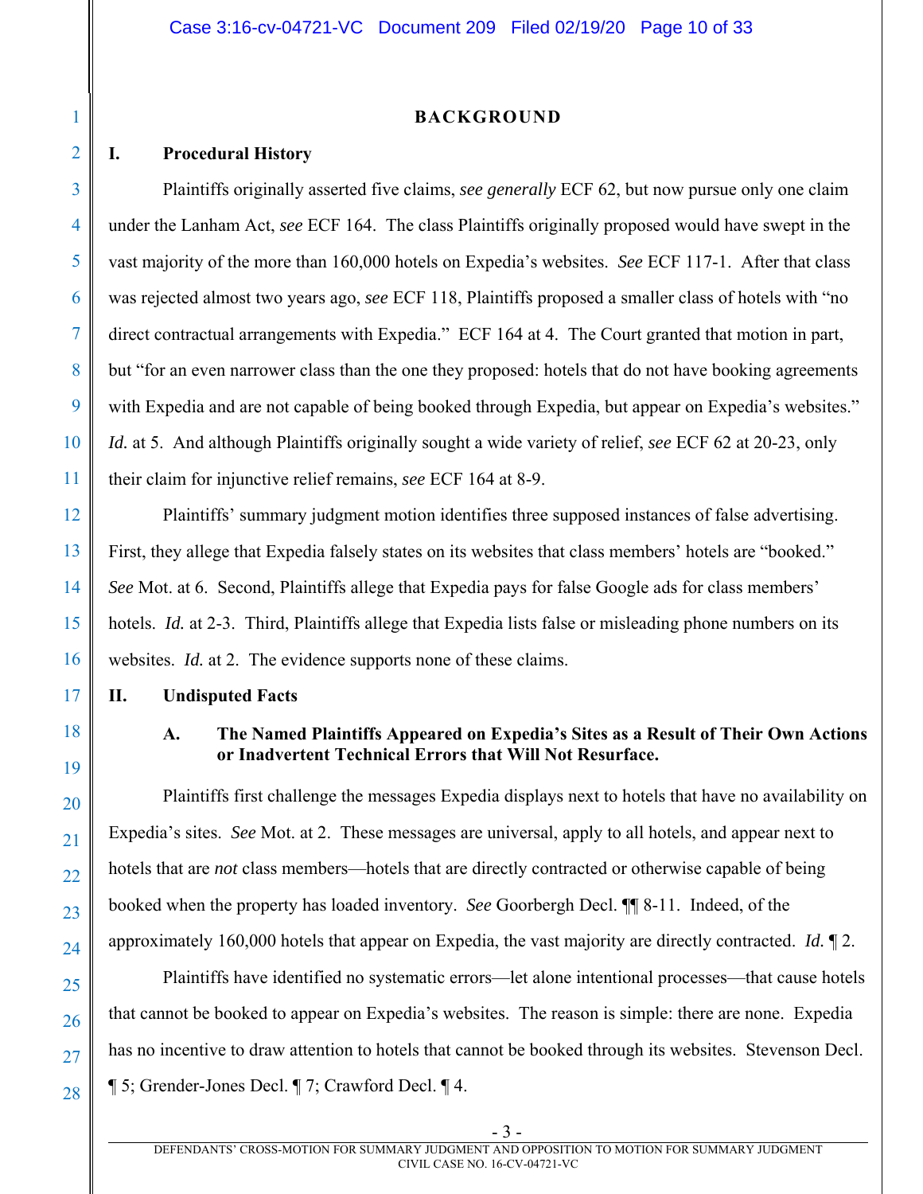## BACKGROUND

### I. Procedural History

Plaintiffs originally asserted five claims, *see generally* ECF 62, but now pursue only one claim under the Lanham Act, *see* ECF 164. The class Plaintiffs originally proposed would have swept in the vast majority of the more than 160,000 hotels on Expedia's websites. *See* ECF 117-1. After that class was rejected almost two years ago, *see* ECF 118, Plaintiffs proposed a smaller class of hotels with "no direct contractual arrangements with Expedia." ECF 164 at 4. The Court granted that motion in part, but "for an even narrower class than the one they proposed: hotels that do not have booking agreements with Expedia and are not capable of being booked through Expedia, but appear on Expedia's websites." *Id.* at 5. And although Plaintiffs originally sought a wide variety of relief, *see* ECF 62 at 20-23, only their claim for injunctive relief remains, *see* ECF 164 at 8-9.

Plaintiffs' summary judgment motion identifies three supposed instances of false advertising. First, they allege that Expedia falsely states on its websites that class members' hotels are "booked." *See* Mot. at 6. Second, Plaintiffs allege that Expedia pays for false Google ads for class members' hotels. *Id.* at 2-3. Third, Plaintiffs allege that Expedia lists false or misleading phone numbers on its websites. *Id.* at 2. The evidence supports none of these claims.

### II. Undisputed Facts

#### A. The Named Plaintiffs Appeared on Expedia's Sites as a Result of Their Own Actions or Inadvertent Technical Errors that Will Not Resurface.

Plaintiffs first challenge the messages Expedia displays next to hotels that have no availability on Expedia's sites. *See* Mot. at 2. These messages are universal, apply to all hotels, and appear next to hotels that are *not* class members—hotels that are directly contracted or otherwise capable of being booked when the property has loaded inventory. *See* Goorbergh Decl. ¶¶ 8-11. Indeed, of the approximately 160,000 hotels that appear on Expedia, the vast majority are directly contracted. *Id.* ¶ 2.

Plaintiffs have identified no systematic errors—let alone intentional processes—that cause hotels that cannot be booked to appear on Expedia's websites. The reason is simple: there are none. Expedia has no incentive to draw attention to hotels that cannot be booked through its websites. Stevenson Decl. ¶ 5; Grender-Jones Decl. ¶ 7; Crawford Decl. ¶ 4.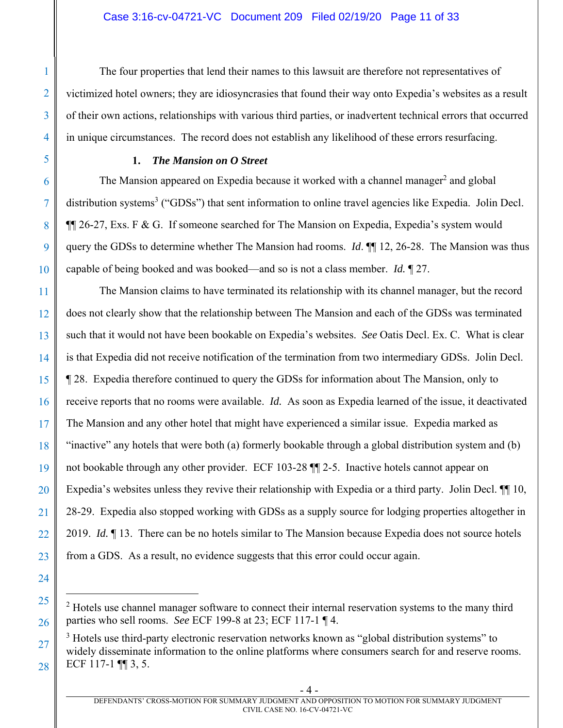The four properties that lend their names to this lawsuit are therefore not representatives of victimized hotel owners; they are idiosyncrasies that found their way onto Expedia's websites as a result of their own actions, relationships with various third parties, or inadvertent technical errors that occurred in unique circumstances. The record does not establish any likelihood of these errors resurfacing.

### 1. *The Mansion on O Street*

The Mansion appeared on Expedia because it worked with a channel manager[2] and global distribution systems[3] ("GDSs") that sent information to online travel agencies like Expedia. Jolin Decl. ¶¶ 26-27, Exs. F & G. If someone searched for The Mansion on Expedia, Expedia's system would query the GDSs to determine whether The Mansion had rooms. *Id*. ¶¶ 12, 26-28. The Mansion was thus capable of being booked and was booked—and so is not a class member. *Id.* ¶ 27.

The Mansion claims to have terminated its relationship with its channel manager, but the record does not clearly show that the relationship between The Mansion and each of the GDSs was terminated such that it would not have been bookable on Expedia's websites. *See* Oatis Decl. Ex. C. What is clear is that Expedia did not receive notification of the termination from two intermediary GDSs. Jolin Decl. ¶ 28. Expedia therefore continued to query the GDSs for information about The Mansion, only to receive reports that no rooms were available. *Id.* As soon as Expedia learned of the issue, it deactivated The Mansion and any other hotel that might have experienced a similar issue. Expedia marked as "inactive" any hotels that were both (a) formerly bookable through a global distribution system and (b) not bookable through any other provider. ECF 103-28 ¶¶ 2-5. Inactive hotels cannot appear on Expedia's websites unless they revive their relationship with Expedia or a third party. Jolin Decl. ¶¶ 10, 28-29. Expedia also stopped working with GDSs as a supply source for lodging properties altogether in 2019. *Id.* ¶ 13. There can be no hotels similar to The Mansion because Expedia does not source hotels from a GDS. As a result, no evidence suggests that this error could occur again.

---

[2] Hotels use channel manager software to connect their internal reservation systems to the many third parties who sell rooms. *See* ECF 199-8 at 23; ECF 117-1 ¶ 4.

[3] Hotels use third-party electronic reservation networks known as "global distribution systems" to widely disseminate information to the online platforms where consumers search for and reserve rooms. ECF 117-1 ¶¶ 3, 5.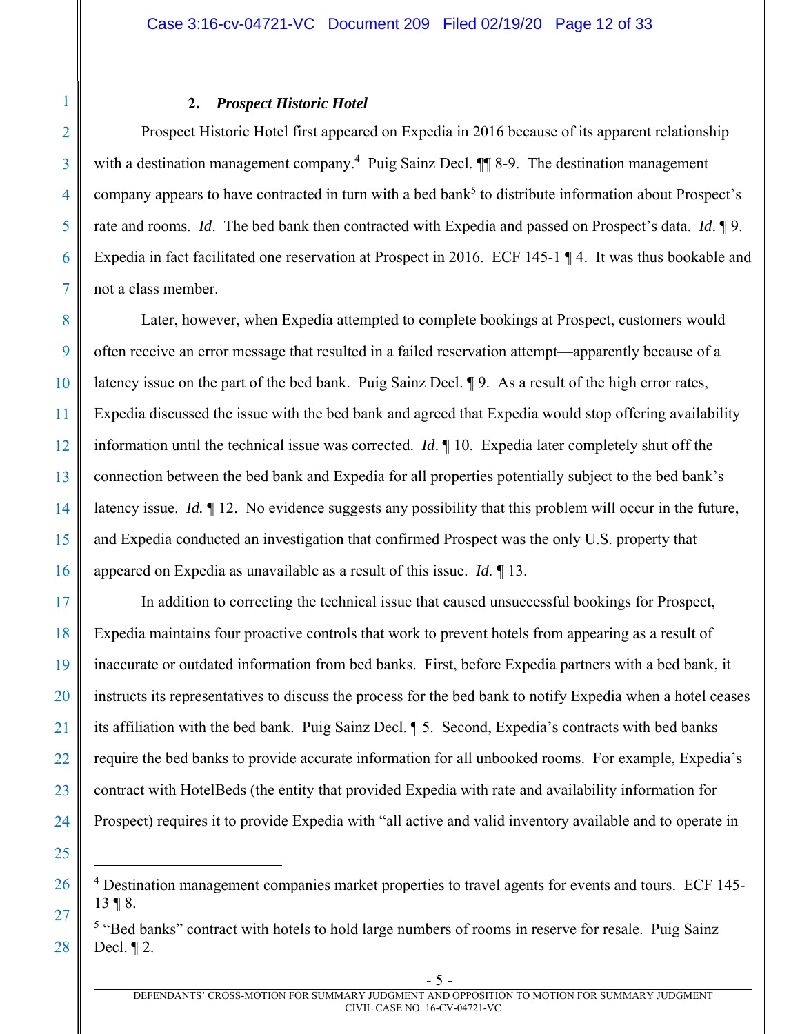### 2. ***Prospect Historic Hotel***

Prospect Historic Hotel first appeared on Expedia in 2016 because of its apparent relationship with a destination management company.[4] Puig Sainz Decl. ¶¶ 8-9. The destination management company appears to have contracted in turn with a bed bank[5] to distribute information about Prospect's rate and rooms. *Id*. The bed bank then contracted with Expedia and passed on Prospect's data. *Id*. ¶ 9. Expedia in fact facilitated one reservation at Prospect in 2016. ECF 145-1 ¶ 4. It was thus bookable and not a class member.

Later, however, when Expedia attempted to complete bookings at Prospect, customers would often receive an error message that resulted in a failed reservation attempt—apparently because of a latency issue on the part of the bed bank. Puig Sainz Decl. ¶ 9. As a result of the high error rates, Expedia discussed the issue with the bed bank and agreed that Expedia would stop offering availability information until the technical issue was corrected. *Id*. ¶ 10. Expedia later completely shut off the connection between the bed bank and Expedia for all properties potentially subject to the bed bank's latency issue. *Id.* ¶ 12. No evidence suggests any possibility that this problem will occur in the future, and Expedia conducted an investigation that confirmed Prospect was the only U.S. property that appeared on Expedia as unavailable as a result of this issue. *Id.* ¶ 13.

In addition to correcting the technical issue that caused unsuccessful bookings for Prospect, Expedia maintains four proactive controls that work to prevent hotels from appearing as a result of inaccurate or outdated information from bed banks. First, before Expedia partners with a bed bank, it instructs its representatives to discuss the process for the bed bank to notify Expedia when a hotel ceases its affiliation with the bed bank. Puig Sainz Decl. ¶ 5. Second, Expedia's contracts with bed banks require the bed banks to provide accurate information for all unbooked rooms. For example, Expedia's contract with HotelBeds (the entity that provided Expedia with rate and availability information for Prospect) requires it to provide Expedia with "all active and valid inventory available and to operate in

---

[4] Destination management companies market properties to travel agents for events and tours. ECF 145-13 ¶ 8.

[5] "Bed banks" contract with hotels to hold large numbers of rooms in reserve for resale. Puig Sainz Decl. ¶ 2.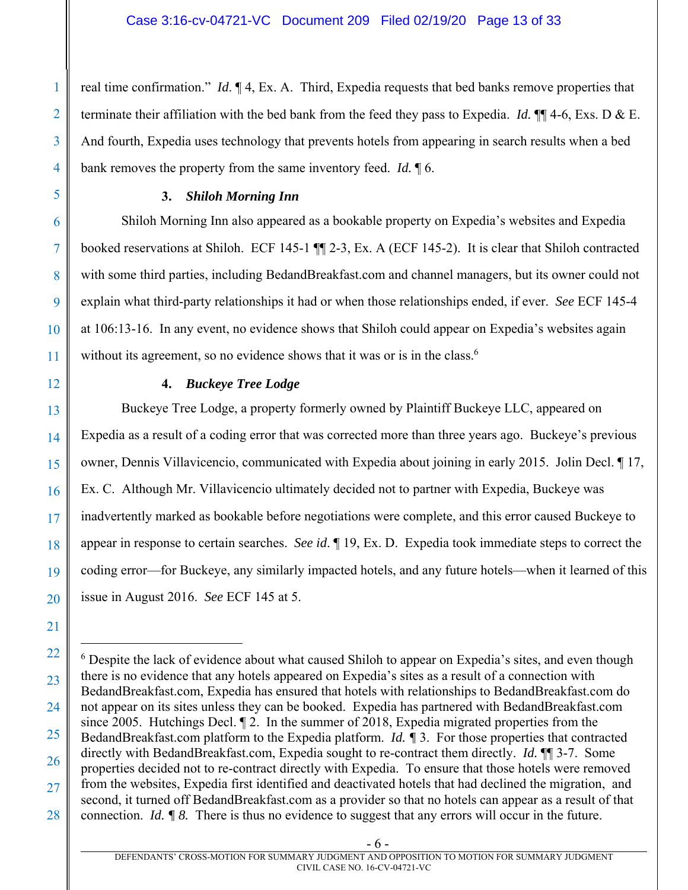real time confirmation." *Id*. ¶ 4, Ex. A. Third, Expedia requests that bed banks remove properties that terminate their affiliation with the bed bank from the feed they pass to Expedia. *Id.* ¶¶ 4-6, Exs. D & E. And fourth, Expedia uses technology that prevents hotels from appearing in search results when a bed bank removes the property from the same inventory feed. *Id.* ¶ 6.

#### 3. *Shiloh Morning Inn*

Shiloh Morning Inn also appeared as a bookable property on Expedia's websites and Expedia booked reservations at Shiloh. ECF 145-1 ¶¶ 2-3, Ex. A (ECF 145-2). It is clear that Shiloh contracted with some third parties, including BedandBreakfast.com and channel managers, but its owner could not explain what third-party relationships it had or when those relationships ended, if ever. *See* ECF 145-4 at 106:13-16. In any event, no evidence shows that Shiloh could appear on Expedia's websites again without its agreement, so no evidence shows that it was or is in the class.[6]

#### 4. *Buckeye Tree Lodge*

Buckeye Tree Lodge, a property formerly owned by Plaintiff Buckeye LLC, appeared on Expedia as a result of a coding error that was corrected more than three years ago. Buckeye's previous owner, Dennis Villavicencio, communicated with Expedia about joining in early 2015. Jolin Decl. ¶ 17, Ex. C. Although Mr. Villavicencio ultimately decided not to partner with Expedia, Buckeye was inadvertently marked as bookable before negotiations were complete, and this error caused Buckeye to appear in response to certain searches. *See id*. ¶ 19, Ex. D. Expedia took immediate steps to correct the coding error—for Buckeye, any similarly impacted hotels, and any future hotels—when it learned of this issue in August 2016. *See* ECF 145 at 5.

---

[6] Despite the lack of evidence about what caused Shiloh to appear on Expedia's sites, and even though there is no evidence that any hotels appeared on Expedia's sites as a result of a connection with BedandBreakfast.com, Expedia has ensured that hotels with relationships to BedandBreakfast.com do not appear on its sites unless they can be booked. Expedia has partnered with BedandBreakfast.com since 2005. Hutchings Decl. ¶ 2. In the summer of 2018, Expedia migrated properties from the BedandBreakfast.com platform to the Expedia platform. *Id.* ¶ 3. For those properties that contracted directly with BedandBreakfast.com, Expedia sought to re-contract them directly. *Id.* ¶¶ 3-7. Some properties decided not to re-contract directly with Expedia. To ensure that those hotels were removed from the websites, Expedia first identified and deactivated hotels that had declined the migration, and second, it turned off BedandBreakfast.com as a provider so that no hotels can appear as a result of that connection. *Id. ¶ 8.* There is thus no evidence to suggest that any errors will occur in the future.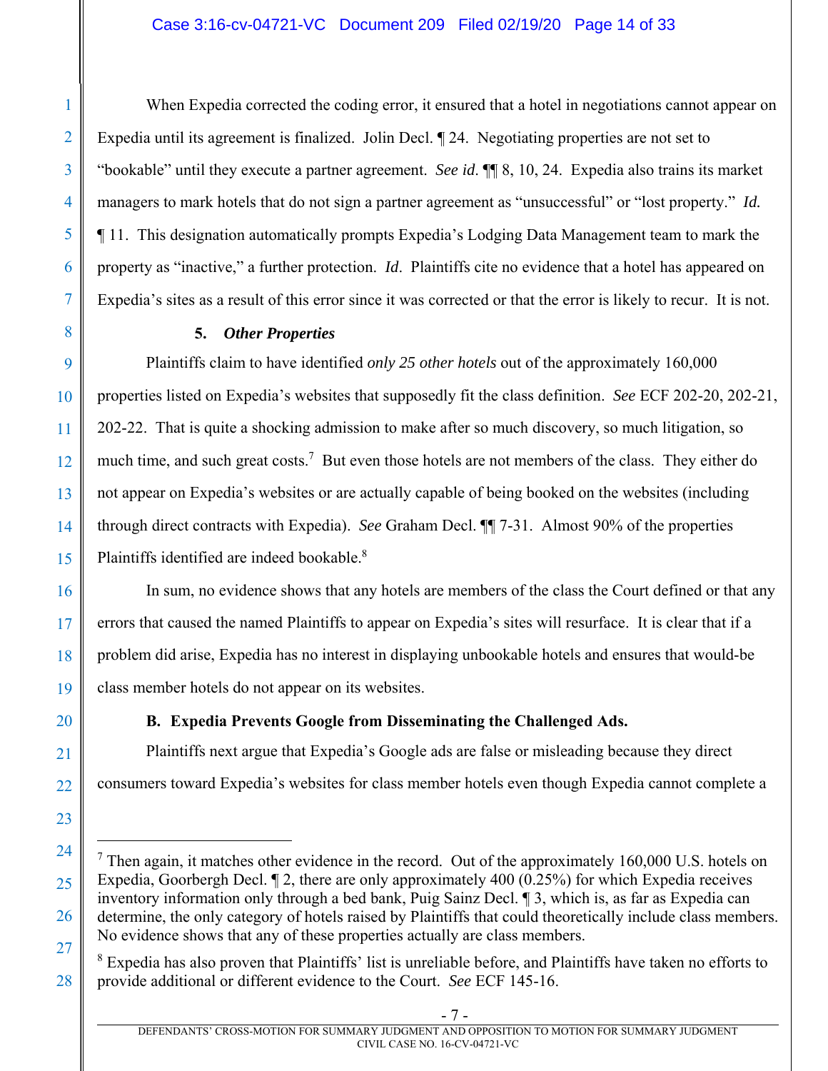When Expedia corrected the coding error, it ensured that a hotel in negotiations cannot appear on Expedia until its agreement is finalized. Jolin Decl. ¶ 24. Negotiating properties are not set to "bookable" until they execute a partner agreement. *See id.* ¶¶ 8, 10, 24. Expedia also trains its market managers to mark hotels that do not sign a partner agreement as "unsuccessful" or "lost property." *Id.* ¶ 11. This designation automatically prompts Expedia's Lodging Data Management team to mark the property as "inactive," a further protection. *Id*. Plaintiffs cite no evidence that a hotel has appeared on Expedia's sites as a result of this error since it was corrected or that the error is likely to recur. It is not.

#### 5. *Other Properties*

Plaintiffs claim to have identified *only 25 other hotels* out of the approximately 160,000 properties listed on Expedia's websites that supposedly fit the class definition. *See* ECF 202-20, 202-21, 202-22. That is quite a shocking admission to make after so much discovery, so much litigation, so much time, and such great costs.[7] But even those hotels are not members of the class. They either do not appear on Expedia's websites or are actually capable of being booked on the websites (including through direct contracts with Expedia). *See* Graham Decl. ¶¶ 7-31. Almost 90% of the properties Plaintiffs identified are indeed bookable.[8]

In sum, no evidence shows that any hotels are members of the class the Court defined or that any errors that caused the named Plaintiffs to appear on Expedia's sites will resurface. It is clear that if a problem did arise, Expedia has no interest in displaying unbookable hotels and ensures that would-be class member hotels do not appear on its websites.

### B. Expedia Prevents Google from Disseminating the Challenged Ads.

Plaintiffs next argue that Expedia's Google ads are false or misleading because they direct consumers toward Expedia's websites for class member hotels even though Expedia cannot complete a

---

[7] Then again, it matches other evidence in the record. Out of the approximately 160,000 U.S. hotels on Expedia, Goorbergh Decl. ¶ 2, there are only approximately 400 (0.25%) for which Expedia receives inventory information only through a bed bank, Puig Sainz Decl. ¶ 3, which is, as far as Expedia can determine, the only category of hotels raised by Plaintiffs that could theoretically include class members. No evidence shows that any of these properties actually are class members.

[8] Expedia has also proven that Plaintiffs' list is unreliable before, and Plaintiffs have taken no efforts to provide additional or different evidence to the Court. *See* ECF 145-16.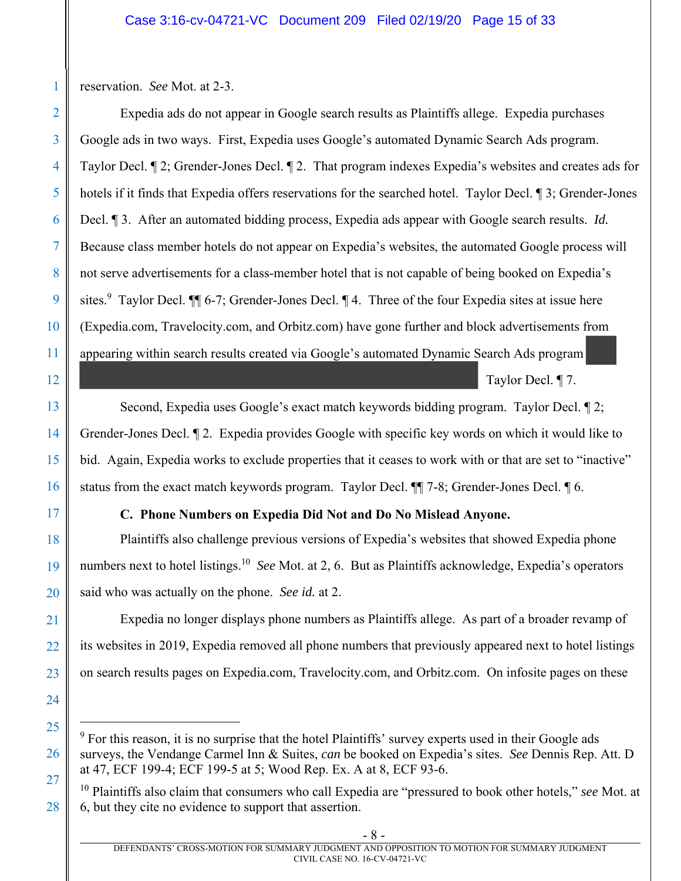reservation. *See* Mot. at 2-3.

Expedia ads do not appear in Google search results as Plaintiffs allege. Expedia purchases Google ads in two ways. First, Expedia uses Google's automated Dynamic Search Ads program. Taylor Decl. ¶ 2; Grender-Jones Decl. ¶ 2. That program indexes Expedia's websites and creates ads for hotels if it finds that Expedia offers reservations for the searched hotel. Taylor Decl. ¶ 3; Grender-Jones Decl. ¶ 3. After an automated bidding process, Expedia ads appear with Google search results. *Id.* Because class member hotels do not appear on Expedia's websites, the automated Google process will not serve advertisements for a class-member hotel that is not capable of being booked on Expedia's sites.[9] Taylor Decl. ¶¶ 6-7; Grender-Jones Decl. ¶ 4. Three of the four Expedia sites at issue here (Expedia.com, Travelocity.com, and Orbitz.com) have gone further and block advertisements from appearing within search results created via Google's automated Dynamic Search Ads program [REDACTED] Taylor Decl. ¶ 7.

Second, Expedia uses Google's exact match keywords bidding program. Taylor Decl. ¶ 2; Grender-Jones Decl. ¶ 2. Expedia provides Google with specific key words on which it would like to bid. Again, Expedia works to exclude properties that it ceases to work with or that are set to "inactive" status from the exact match keywords program. Taylor Decl. ¶¶ 7-8; Grender-Jones Decl. ¶ 6.

### C. Phone Numbers on Expedia Did Not and Do No Mislead Anyone.

Plaintiffs also challenge previous versions of Expedia's websites that showed Expedia phone numbers next to hotel listings.[10] *See* Mot. at 2, 6. But as Plaintiffs acknowledge, Expedia's operators said who was actually on the phone. *See id.* at 2.

Expedia no longer displays phone numbers as Plaintiffs allege. As part of a broader revamp of its websites in 2019, Expedia removed all phone numbers that previously appeared next to hotel listings on search results pages on Expedia.com, Travelocity.com, and Orbitz.com. On infosite pages on these

---

[9] For this reason, it is no surprise that the hotel Plaintiffs' survey experts used in their Google ads surveys, the Vendange Carmel Inn & Suites, *can* be booked on Expedia's sites. *See* Dennis Rep. Att. D at 47, ECF 199-4; ECF 199-5 at 5; Wood Rep. Ex. A at 8, ECF 93-6.

[10] Plaintiffs also claim that consumers who call Expedia are "pressured to book other hotels," *see* Mot. at 6, but they cite no evidence to support that assertion.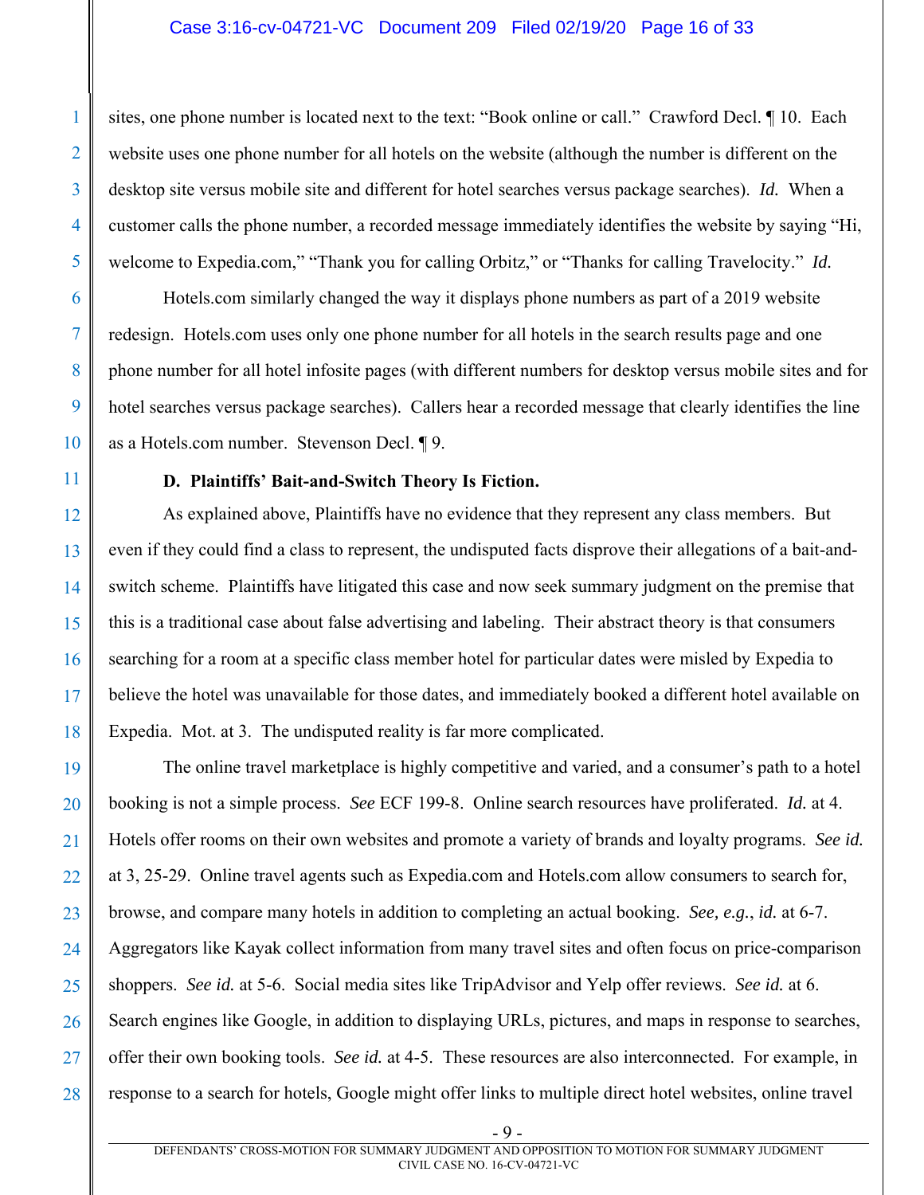sites, one phone number is located next to the text: "Book online or call." Crawford Decl. ¶ 10. Each website uses one phone number for all hotels on the website (although the number is different on the desktop site versus mobile site and different for hotel searches versus package searches). *Id.* When a customer calls the phone number, a recorded message immediately identifies the website by saying "Hi, welcome to Expedia.com," "Thank you for calling Orbitz," or "Thanks for calling Travelocity." *Id.*

Hotels.com similarly changed the way it displays phone numbers as part of a 2019 website redesign. Hotels.com uses only one phone number for all hotels in the search results page and one phone number for all hotel infosite pages (with different numbers for desktop versus mobile sites and for hotel searches versus package searches). Callers hear a recorded message that clearly identifies the line as a Hotels.com number. Stevenson Decl. ¶ 9.

**D. Plaintiffs' Bait-and-Switch Theory Is Fiction.**

As explained above, Plaintiffs have no evidence that they represent any class members. But even if they could find a class to represent, the undisputed facts disprove their allegations of a bait-and-switch scheme. Plaintiffs have litigated this case and now seek summary judgment on the premise that this is a traditional case about false advertising and labeling. Their abstract theory is that consumers searching for a room at a specific class member hotel for particular dates were misled by Expedia to believe the hotel was unavailable for those dates, and immediately booked a different hotel available on Expedia. Mot. at 3. The undisputed reality is far more complicated.

The online travel marketplace is highly competitive and varied, and a consumer's path to a hotel booking is not a simple process. *See* ECF 199-8. Online search resources have proliferated. *Id.* at 4. Hotels offer rooms on their own websites and promote a variety of brands and loyalty programs. *See id.* at 3, 25-29. Online travel agents such as Expedia.com and Hotels.com allow consumers to search for, browse, and compare many hotels in addition to completing an actual booking. *See, e.g.*, *id.* at 6-7. Aggregators like Kayak collect information from many travel sites and often focus on price-comparison shoppers. *See id.* at 5-6. Social media sites like TripAdvisor and Yelp offer reviews. *See id.* at 6. Search engines like Google, in addition to displaying URLs, pictures, and maps in response to searches, offer their own booking tools. *See id.* at 4-5. These resources are also interconnected. For example, in response to a search for hotels, Google might offer links to multiple direct hotel websites, online travel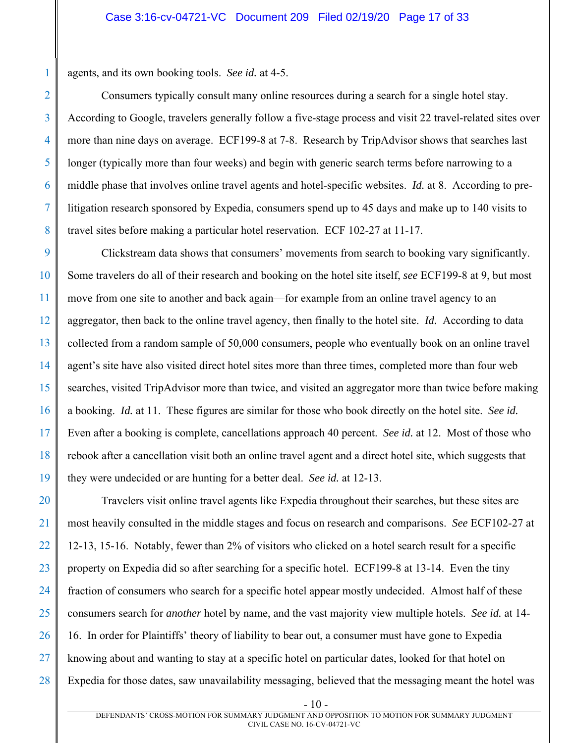agents, and its own booking tools. *See id.* at 4-5.

Consumers typically consult many online resources during a search for a single hotel stay. According to Google, travelers generally follow a five-stage process and visit 22 travel-related sites over more than nine days on average. ECF199-8 at 7-8. Research by TripAdvisor shows that searches last longer (typically more than four weeks) and begin with generic search terms before narrowing to a middle phase that involves online travel agents and hotel-specific websites. *Id.* at 8. According to pre-litigation research sponsored by Expedia, consumers spend up to 45 days and make up to 140 visits to travel sites before making a particular hotel reservation. ECF 102-27 at 11-17.

Clickstream data shows that consumers' movements from search to booking vary significantly. Some travelers do all of their research and booking on the hotel site itself, *see* ECF199-8 at 9, but most move from one site to another and back again—for example from an online travel agency to an aggregator, then back to the online travel agency, then finally to the hotel site. *Id.* According to data collected from a random sample of 50,000 consumers, people who eventually book on an online travel agent's site have also visited direct hotel sites more than three times, completed more than four web searches, visited TripAdvisor more than twice, and visited an aggregator more than twice before making a booking. *Id.* at 11. These figures are similar for those who book directly on the hotel site. *See id.* Even after a booking is complete, cancellations approach 40 percent. *See id.* at 12. Most of those who rebook after a cancellation visit both an online travel agent and a direct hotel site, which suggests that they were undecided or are hunting for a better deal. *See id.* at 12-13.

Travelers visit online travel agents like Expedia throughout their searches, but these sites are most heavily consulted in the middle stages and focus on research and comparisons. *See* ECF102-27 at 12-13, 15-16. Notably, fewer than 2% of visitors who clicked on a hotel search result for a specific property on Expedia did so after searching for a specific hotel. ECF199-8 at 13-14. Even the tiny fraction of consumers who search for a specific hotel appear mostly undecided. Almost half of these consumers search for *another* hotel by name, and the vast majority view multiple hotels. *See id.* at 14-16. In order for Plaintiffs' theory of liability to bear out, a consumer must have gone to Expedia knowing about and wanting to stay at a specific hotel on particular dates, looked for that hotel on Expedia for those dates, saw unavailability messaging, believed that the messaging meant the hotel was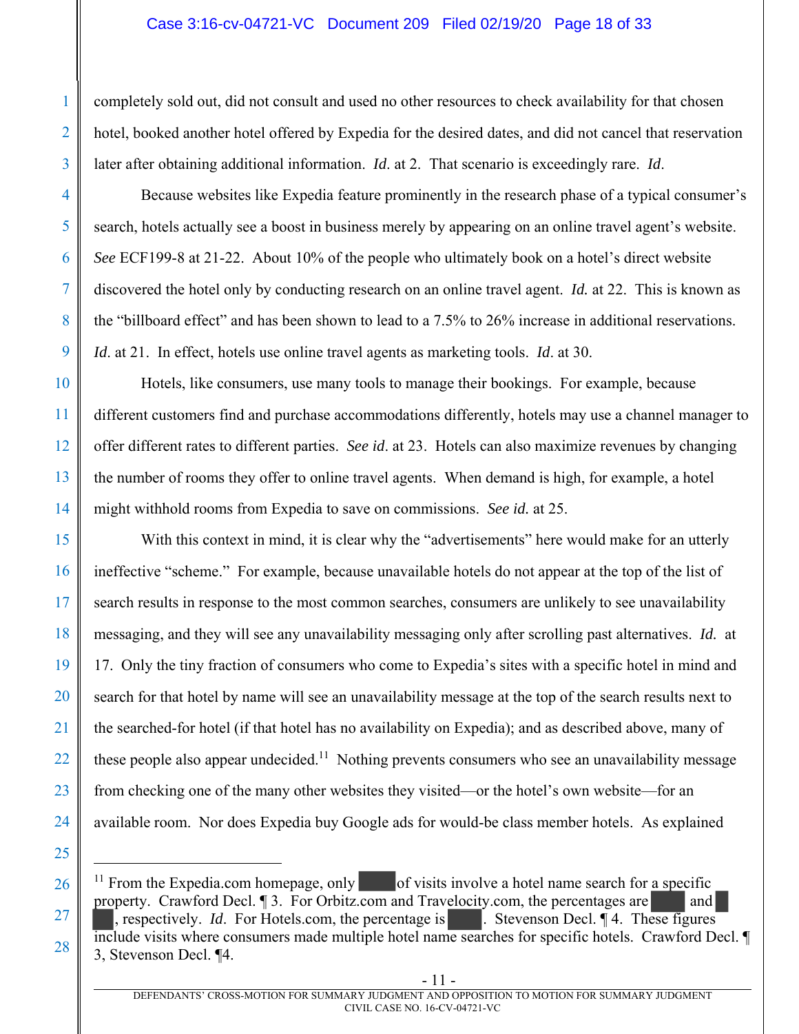completely sold out, did not consult and used no other resources to check availability for that chosen hotel, booked another hotel offered by Expedia for the desired dates, and did not cancel that reservation later after obtaining additional information. *Id*. at 2. That scenario is exceedingly rare. *Id*.

Because websites like Expedia feature prominently in the research phase of a typical consumer's search, hotels actually see a boost in business merely by appearing on an online travel agent's website. *See* ECF199-8 at 21-22. About 10% of the people who ultimately book on a hotel's direct website discovered the hotel only by conducting research on an online travel agent. *Id.* at 22. This is known as the "billboard effect" and has been shown to lead to a 7.5% to 26% increase in additional reservations. *Id*. at 21. In effect, hotels use online travel agents as marketing tools. *Id*. at 30.

Hotels, like consumers, use many tools to manage their bookings. For example, because different customers find and purchase accommodations differently, hotels may use a channel manager to offer different rates to different parties. *See id*. at 23. Hotels can also maximize revenues by changing the number of rooms they offer to online travel agents. When demand is high, for example, a hotel might withhold rooms from Expedia to save on commissions. *See id.* at 25.

With this context in mind, it is clear why the "advertisements" here would make for an utterly ineffective "scheme." For example, because unavailable hotels do not appear at the top of the list of search results in response to the most common searches, consumers are unlikely to see unavailability messaging, and they will see any unavailability messaging only after scrolling past alternatives. *Id.* at 17. Only the tiny fraction of consumers who come to Expedia's sites with a specific hotel in mind and search for that hotel by name will see an unavailability message at the top of the search results next to the searched-for hotel (if that hotel has no availability on Expedia); and as described above, many of these people also appear undecided.[11] Nothing prevents consumers who see an unavailability message from checking one of the many other websites they visited—or the hotel's own website—for an available room. Nor does Expedia buy Google ads for would-be class member hotels. As explained

---

[11] From the Expedia.com homepage, only [REDACTED] of visits involve a hotel name search for a specific property. Crawford Decl. ¶ 3. For Orbitz.com and Travelocity.com, the percentages are [REDACTED] and [REDACTED], respectively. *Id*. For Hotels.com, the percentage is [REDACTED]. Stevenson Decl. ¶ 4. These figures include visits where consumers made multiple hotel name searches for specific hotels. Crawford Decl. ¶ 3, Stevenson Decl. ¶4.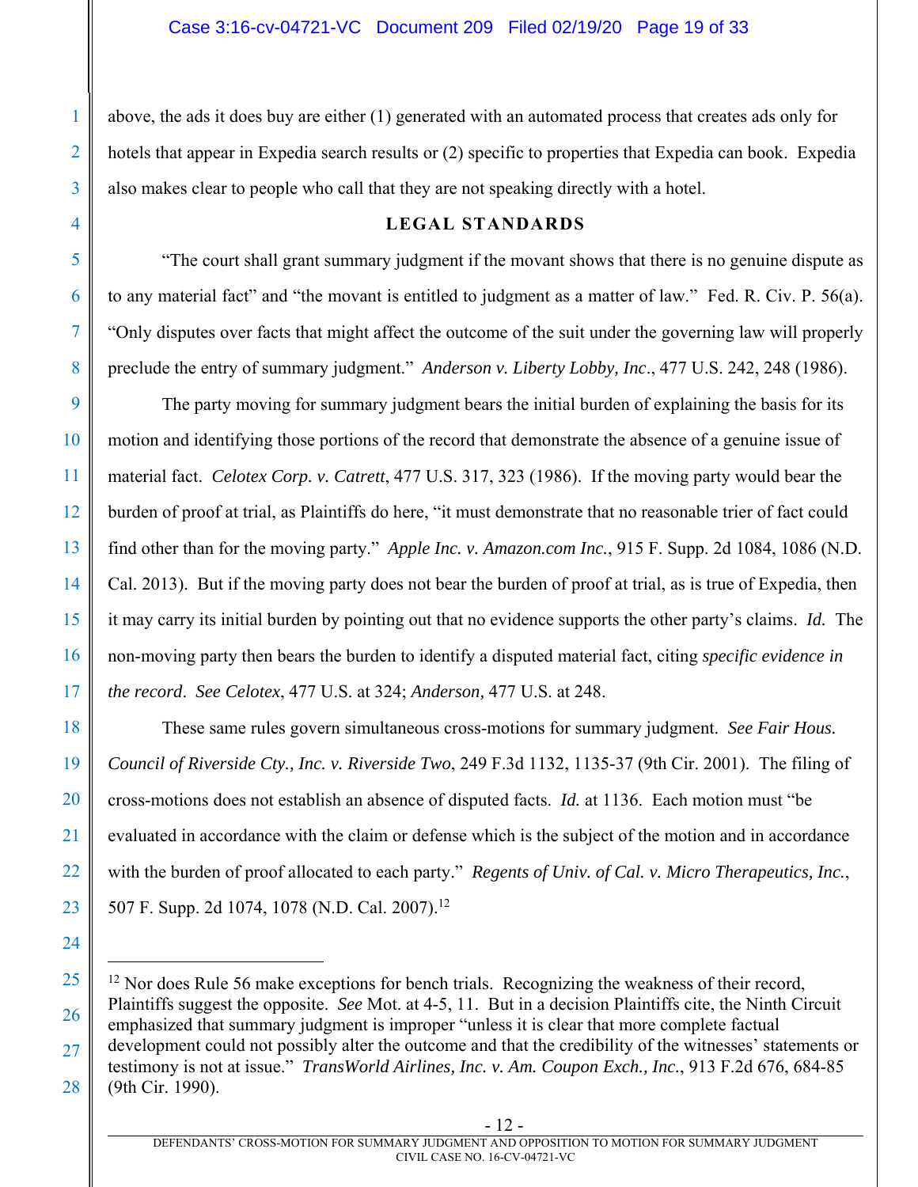above, the ads it does buy are either (1) generated with an automated process that creates ads only for hotels that appear in Expedia search results or (2) specific to properties that Expedia can book. Expedia also makes clear to people who call that they are not speaking directly with a hotel.

## LEGAL STANDARDS

"The court shall grant summary judgment if the movant shows that there is no genuine dispute as to any material fact" and "the movant is entitled to judgment as a matter of law." Fed. R. Civ. P. 56(a). "Only disputes over facts that might affect the outcome of the suit under the governing law will properly preclude the entry of summary judgment." *Anderson v. Liberty Lobby, Inc*., 477 U.S. 242, 248 (1986).

The party moving for summary judgment bears the initial burden of explaining the basis for its motion and identifying those portions of the record that demonstrate the absence of a genuine issue of material fact. *Celotex Corp. v. Catrett*, 477 U.S. 317, 323 (1986). If the moving party would bear the burden of proof at trial, as Plaintiffs do here, "it must demonstrate that no reasonable trier of fact could find other than for the moving party." *Apple Inc. v. Amazon.com Inc.*, 915 F. Supp. 2d 1084, 1086 (N.D. Cal. 2013). But if the moving party does not bear the burden of proof at trial, as is true of Expedia, then it may carry its initial burden by pointing out that no evidence supports the other party's claims. *Id.* The non-moving party then bears the burden to identify a disputed material fact, citing *specific evidence in the record*. *See Celotex*, 477 U.S. at 324; *Anderson,* 477 U.S. at 248.

These same rules govern simultaneous cross-motions for summary judgment. *See Fair Hous. Council of Riverside Cty., Inc. v. Riverside Two*, 249 F.3d 1132, 1135-37 (9th Cir. 2001). The filing of cross-motions does not establish an absence of disputed facts. *Id.* at 1136. Each motion must "be evaluated in accordance with the claim or defense which is the subject of the motion and in accordance with the burden of proof allocated to each party." *Regents of Univ. of Cal. v. Micro Therapeutics, Inc.*, 507 F. Supp. 2d 1074, 1078 (N.D. Cal. 2007).[12]

---

[12] Nor does Rule 56 make exceptions for bench trials. Recognizing the weakness of their record, Plaintiffs suggest the opposite. *See* Mot. at 4-5, 11. But in a decision Plaintiffs cite, the Ninth Circuit emphasized that summary judgment is improper "unless it is clear that more complete factual development could not possibly alter the outcome and that the credibility of the witnesses' statements or testimony is not at issue." *TransWorld Airlines, Inc. v. Am. Coupon Exch., Inc.*, 913 F.2d 676, 684-85 (9th Cir. 1990).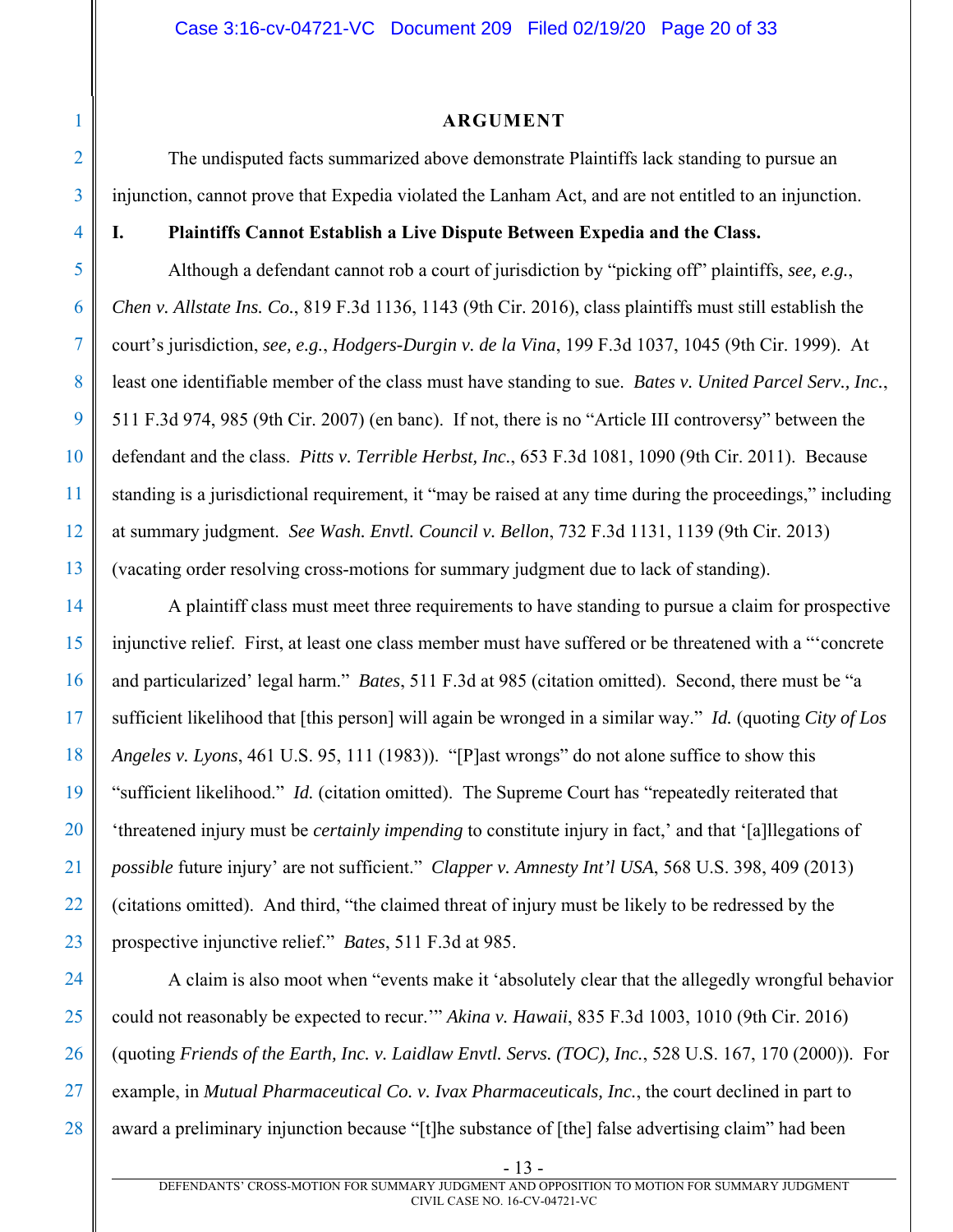## ARGUMENT

The undisputed facts summarized above demonstrate Plaintiffs lack standing to pursue an injunction, cannot prove that Expedia violated the Lanham Act, and are not entitled to an injunction.

### I. Plaintiffs Cannot Establish a Live Dispute Between Expedia and the Class.

Although a defendant cannot rob a court of jurisdiction by "picking off" plaintiffs, *see, e.g.*, *Chen v. Allstate Ins. Co.*, 819 F.3d 1136, 1143 (9th Cir. 2016), class plaintiffs must still establish the court's jurisdiction, *see, e.g.*, *Hodgers-Durgin v. de la Vina*, 199 F.3d 1037, 1045 (9th Cir. 1999). At least one identifiable member of the class must have standing to sue. *Bates v. United Parcel Serv., Inc.*, 511 F.3d 974, 985 (9th Cir. 2007) (en banc). If not, there is no "Article III controversy" between the defendant and the class. *Pitts v. Terrible Herbst, Inc.*, 653 F.3d 1081, 1090 (9th Cir. 2011). Because standing is a jurisdictional requirement, it "may be raised at any time during the proceedings," including at summary judgment. *See Wash. Envtl. Council v. Bellon*, 732 F.3d 1131, 1139 (9th Cir. 2013) (vacating order resolving cross-motions for summary judgment due to lack of standing).

A plaintiff class must meet three requirements to have standing to pursue a claim for prospective injunctive relief. First, at least one class member must have suffered or be threatened with a "'concrete and particularized' legal harm." *Bates*, 511 F.3d at 985 (citation omitted). Second, there must be "a sufficient likelihood that [this person] will again be wronged in a similar way." *Id.* (quoting *City of Los Angeles v. Lyons*, 461 U.S. 95, 111 (1983)). "[P]ast wrongs" do not alone suffice to show this "sufficient likelihood." *Id.* (citation omitted). The Supreme Court has "repeatedly reiterated that 'threatened injury must be *certainly impending* to constitute injury in fact,' and that '[a]llegations of *possible* future injury' are not sufficient." *Clapper v. Amnesty Int'l USA*, 568 U.S. 398, 409 (2013) (citations omitted). And third, "the claimed threat of injury must be likely to be redressed by the prospective injunctive relief." *Bates*, 511 F.3d at 985.

A claim is also moot when "events make it 'absolutely clear that the allegedly wrongful behavior could not reasonably be expected to recur.'" *Akina v. Hawaii*, 835 F.3d 1003, 1010 (9th Cir. 2016) (quoting *Friends of the Earth, Inc. v. Laidlaw Envtl. Servs. (TOC), Inc.*, 528 U.S. 167, 170 (2000)). For example, in *Mutual Pharmaceutical Co. v. Ivax Pharmaceuticals, Inc.*, the court declined in part to award a preliminary injunction because "[t]he substance of [the] false advertising claim" had been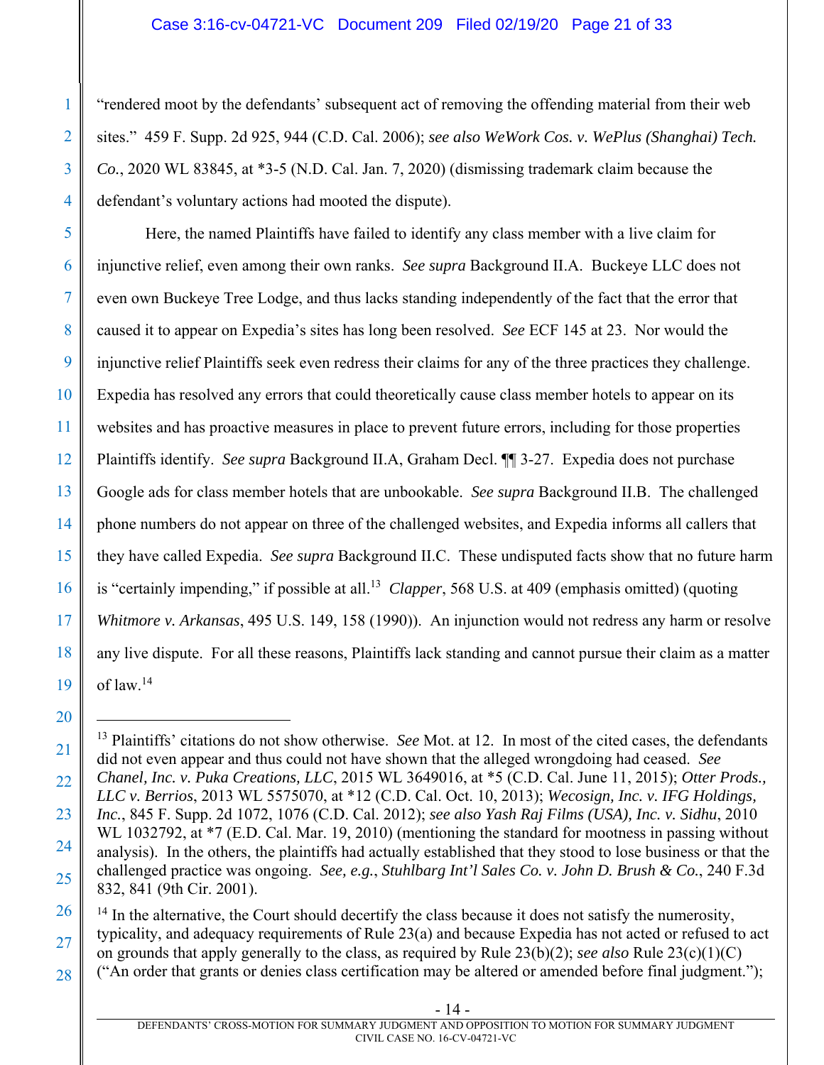"rendered moot by the defendants' subsequent act of removing the offending material from their web sites." 459 F. Supp. 2d 925, 944 (C.D. Cal. 2006); *see also WeWork Cos. v. WePlus (Shanghai) Tech. Co.*, 2020 WL 83845, at *3-5 (N.D. Cal. Jan. 7, 2020) (dismissing trademark claim because the defendant's voluntary actions had mooted the dispute).

Here, the named Plaintiffs have failed to identify any class member with a live claim for injunctive relief, even among their own ranks. *See supra* Background II.A. Buckeye LLC does not even own Buckeye Tree Lodge, and thus lacks standing independently of the fact that the error that caused it to appear on Expedia's sites has long been resolved. *See* ECF 145 at 23. Nor would the injunctive relief Plaintiffs seek even redress their claims for any of the three practices they challenge. Expedia has resolved any errors that could theoretically cause class member hotels to appear on its websites and has proactive measures in place to prevent future errors, including for those properties Plaintiffs identify. *See supra* Background II.A, Graham Decl. ¶¶ 3-27. Expedia does not purchase Google ads for class member hotels that are unbookable. *See supra* Background II.B. The challenged phone numbers do not appear on three of the challenged websites, and Expedia informs all callers that they have called Expedia. *See supra* Background II.C. These undisputed facts show that no future harm is "certainly impending," if possible at all.[13] *Clapper*, 568 U.S. at 409 (emphasis omitted) (quoting *Whitmore v. Arkansas*, 495 U.S. 149, 158 (1990)). An injunction would not redress any harm or resolve any live dispute. For all these reasons, Plaintiffs lack standing and cannot pursue their claim as a matter of law.[14]

---

[13] Plaintiffs' citations do not show otherwise. *See* Mot. at 12. In most of the cited cases, the defendants did not even appear and thus could not have shown that the alleged wrongdoing had ceased. *See Chanel, Inc. v. Puka Creations, LLC*, 2015 WL 3649016, at *5 (C.D. Cal. June 11, 2015); *Otter Prods., LLC v. Berrios*, 2013 WL 5575070, at *12 (C.D. Cal. Oct. 10, 2013); *Wecosign, Inc. v. IFG Holdings, Inc.*, 845 F. Supp. 2d 1072, 1076 (C.D. Cal. 2012); *see also Yash Raj Films (USA), Inc. v. Sidhu*, 2010 WL 1032792, at *7 (E.D. Cal. Mar. 19, 2010) (mentioning the standard for mootness in passing without analysis). In the others, the plaintiffs had actually established that they stood to lose business or that the challenged practice was ongoing. *See, e.g.*, *Stuhlbarg Int'l Sales Co. v. John D. Brush & Co.*, 240 F.3d 832, 841 (9th Cir. 2001).

[14] In the alternative, the Court should decertify the class because it does not satisfy the numerosity, typicality, and adequacy requirements of Rule 23(a) and because Expedia has not acted or refused to act on grounds that apply generally to the class, as required by Rule 23(b)(2); *see also* Rule 23(c)(1)(C) ("An order that grants or denies class certification may be altered or amended before final judgment.");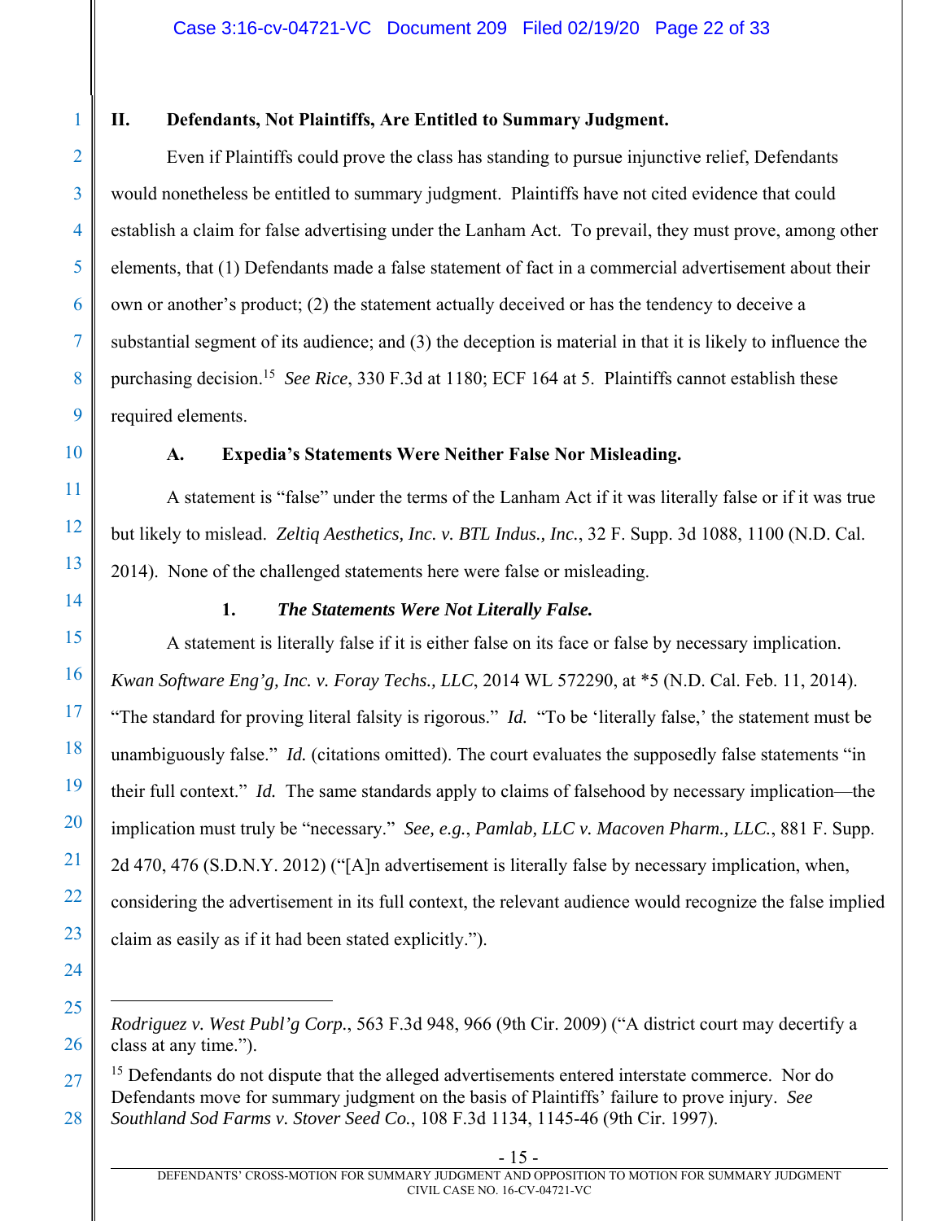## II. Defendants, Not Plaintiffs, Are Entitled to Summary Judgment.

Even if Plaintiffs could prove the class has standing to pursue injunctive relief, Defendants would nonetheless be entitled to summary judgment. Plaintiffs have not cited evidence that could establish a claim for false advertising under the Lanham Act. To prevail, they must prove, among other elements, that (1) Defendants made a false statement of fact in a commercial advertisement about their own or another's product; (2) the statement actually deceived or has the tendency to deceive a substantial segment of its audience; and (3) the deception is material in that it is likely to influence the purchasing decision.[15] *See Rice*, 330 F.3d at 1180; ECF 164 at 5. Plaintiffs cannot establish these required elements.

### A. Expedia's Statements Were Neither False Nor Misleading.

A statement is "false" under the terms of the Lanham Act if it was literally false or if it was true but likely to mislead. *Zeltiq Aesthetics, Inc. v. BTL Indus., Inc.*, 32 F. Supp. 3d 1088, 1100 (N.D. Cal. 2014). None of the challenged statements here were false or misleading.

#### 1. *The Statements Were Not Literally False.*

A statement is literally false if it is either false on its face or false by necessary implication. *Kwan Software Eng'g, Inc. v. Foray Techs., LLC*, 2014 WL 572290, at *5 (N.D. Cal. Feb. 11, 2014). "The standard for proving literal falsity is rigorous." *Id.* "To be 'literally false,' the statement must be unambiguously false." *Id.* (citations omitted). The court evaluates the supposedly false statements "in their full context." *Id.* The same standards apply to claims of falsehood by necessary implication—the implication must truly be "necessary." *See, e.g.*, *Pamlab, LLC v. Macoven Pharm., LLC.*, 881 F. Supp. 2d 470, 476 (S.D.N.Y. 2012) ("[A]n advertisement is literally false by necessary implication, when, considering the advertisement in its full context, the relevant audience would recognize the false implied claim as easily as if it had been stated explicitly.").

---

*Rodriguez v. West Publ'g Corp.*, 563 F.3d 948, 966 (9th Cir. 2009) ("A district court may decertify a class at any time.").

[15] Defendants do not dispute that the alleged advertisements entered interstate commerce. Nor do Defendants move for summary judgment on the basis of Plaintiffs' failure to prove injury. *See Southland Sod Farms v. Stover Seed Co.*, 108 F.3d 1134, 1145-46 (9th Cir. 1997).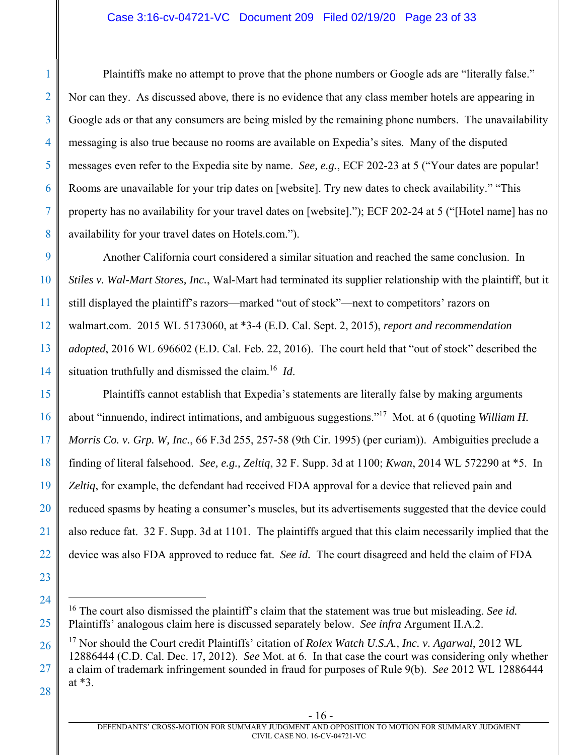Plaintiffs make no attempt to prove that the phone numbers or Google ads are "literally false." Nor can they. As discussed above, there is no evidence that any class member hotels are appearing in Google ads or that any consumers are being misled by the remaining phone numbers. The unavailability messaging is also true because no rooms are available on Expedia's sites. Many of the disputed messages even refer to the Expedia site by name. *See, e.g.*, ECF 202-23 at 5 ("Your dates are popular! Rooms are unavailable for your trip dates on [website]. Try new dates to check availability." "This property has no availability for your travel dates on [website]."); ECF 202-24 at 5 ("[Hotel name] has no availability for your travel dates on Hotels.com.").

Another California court considered a similar situation and reached the same conclusion. In *Stiles v. Wal-Mart Stores, Inc.*, Wal-Mart had terminated its supplier relationship with the plaintiff, but it still displayed the plaintiff's razors—marked "out of stock"—next to competitors' razors on walmart.com. 2015 WL 5173060, at *3-4 (E.D. Cal. Sept. 2, 2015), *report and recommendation adopted*, 2016 WL 696602 (E.D. Cal. Feb. 22, 2016). The court held that "out of stock" described the situation truthfully and dismissed the claim.[16] *Id*.

Plaintiffs cannot establish that Expedia's statements are literally false by making arguments about "innuendo, indirect intimations, and ambiguous suggestions."[17] Mot. at 6 (quoting *William H. Morris Co. v. Grp. W, Inc.*, 66 F.3d 255, 257-58 (9th Cir. 1995) (per curiam)). Ambiguities preclude a finding of literal falsehood. *See, e.g., Zeltiq*, 32 F. Supp. 3d at 1100; *Kwan*, 2014 WL 572290 at *5. In *Zeltiq*, for example, the defendant had received FDA approval for a device that relieved pain and reduced spasms by heating a consumer's muscles, but its advertisements suggested that the device could also reduce fat. 32 F. Supp. 3d at 1101. The plaintiffs argued that this claim necessarily implied that the device was also FDA approved to reduce fat. *See id.* The court disagreed and held the claim of FDA

---

[16] The court also dismissed the plaintiff's claim that the statement was true but misleading. *See id.* Plaintiffs' analogous claim here is discussed separately below. *See infra* Argument II.A.2.

[17] Nor should the Court credit Plaintiffs' citation of *Rolex Watch U.S.A., Inc. v. Agarwal*, 2012 WL 12886444 (C.D. Cal. Dec. 17, 2012). *See* Mot. at 6. In that case the court was considering only whether a claim of trademark infringement sounded in fraud for purposes of Rule 9(b). *See* 2012 WL 12886444 at *3.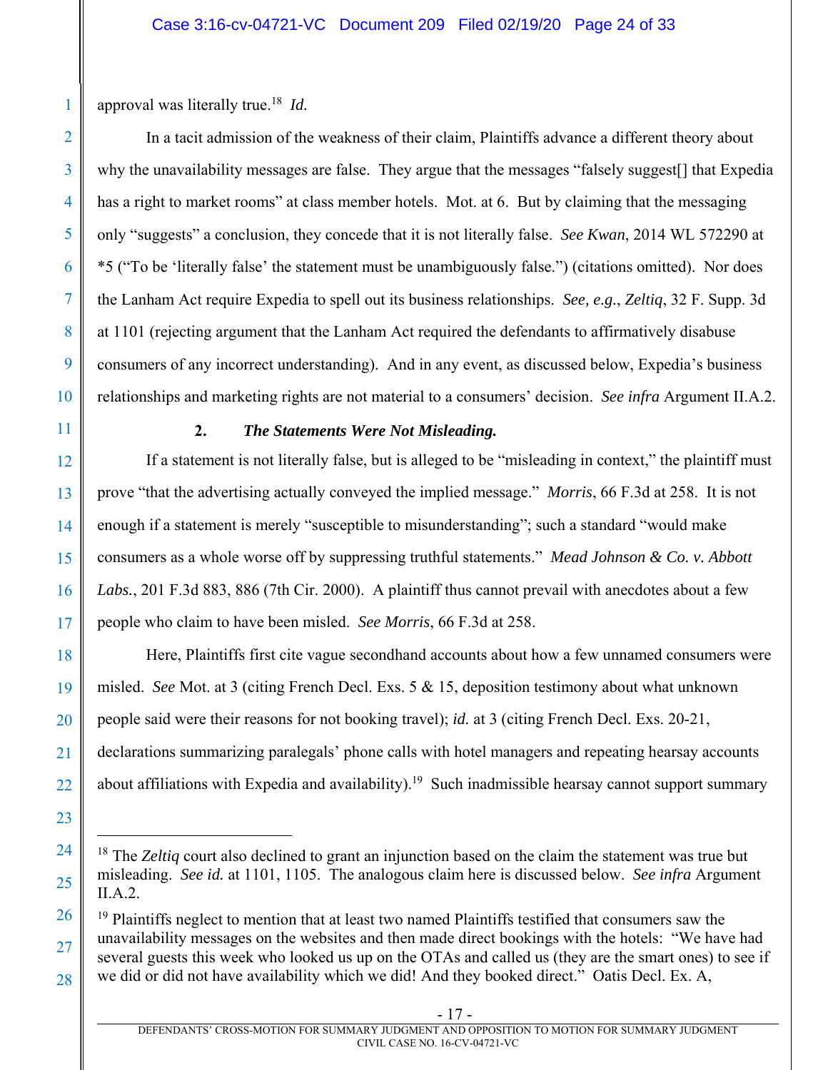approval was literally true.[18] *Id.*

In a tacit admission of the weakness of their claim, Plaintiffs advance a different theory about why the unavailability messages are false. They argue that the messages "falsely suggest[] that Expedia has a right to market rooms" at class member hotels. Mot. at 6. But by claiming that the messaging only "suggests" a conclusion, they concede that it is not literally false. *See Kwan*, 2014 WL 572290 at *5 ("To be 'literally false' the statement must be unambiguously false.") (citations omitted). Nor does the Lanham Act require Expedia to spell out its business relationships. *See, e.g.*, *Zeltiq*, 32 F. Supp. 3d at 1101 (rejecting argument that the Lanham Act required the defendants to affirmatively disabuse consumers of any incorrect understanding). And in any event, as discussed below, Expedia's business relationships and marketing rights are not material to a consumers' decision. *See infra* Argument II.A.2.

### 2. *The Statements Were Not Misleading.*

If a statement is not literally false, but is alleged to be "misleading in context," the plaintiff must prove "that the advertising actually conveyed the implied message." *Morris*, 66 F.3d at 258. It is not enough if a statement is merely "susceptible to misunderstanding"; such a standard "would make consumers as a whole worse off by suppressing truthful statements." *Mead Johnson & Co. v. Abbott Labs.*, 201 F.3d 883, 886 (7th Cir. 2000). A plaintiff thus cannot prevail with anecdotes about a few people who claim to have been misled. *See Morris*, 66 F.3d at 258.

Here, Plaintiffs first cite vague secondhand accounts about how a few unnamed consumers were misled. *See* Mot. at 3 (citing French Decl. Exs. 5 & 15, deposition testimony about what unknown people said were their reasons for not booking travel); *id.* at 3 (citing French Decl. Exs. 20-21, declarations summarizing paralegals' phone calls with hotel managers and repeating hearsay accounts about affiliations with Expedia and availability).[19] Such inadmissible hearsay cannot support summary

---

[18] The *Zeltiq* court also declined to grant an injunction based on the claim the statement was true but misleading. *See id.* at 1101, 1105. The analogous claim here is discussed below. *See infra* Argument II.A.2.

[19] Plaintiffs neglect to mention that at least two named Plaintiffs testified that consumers saw the unavailability messages on the websites and then made direct bookings with the hotels: "We have had several guests this week who looked us up on the OTAs and called us (they are the smart ones) to see if we did or did not have availability which we did! And they booked direct." Oatis Decl. Ex. A,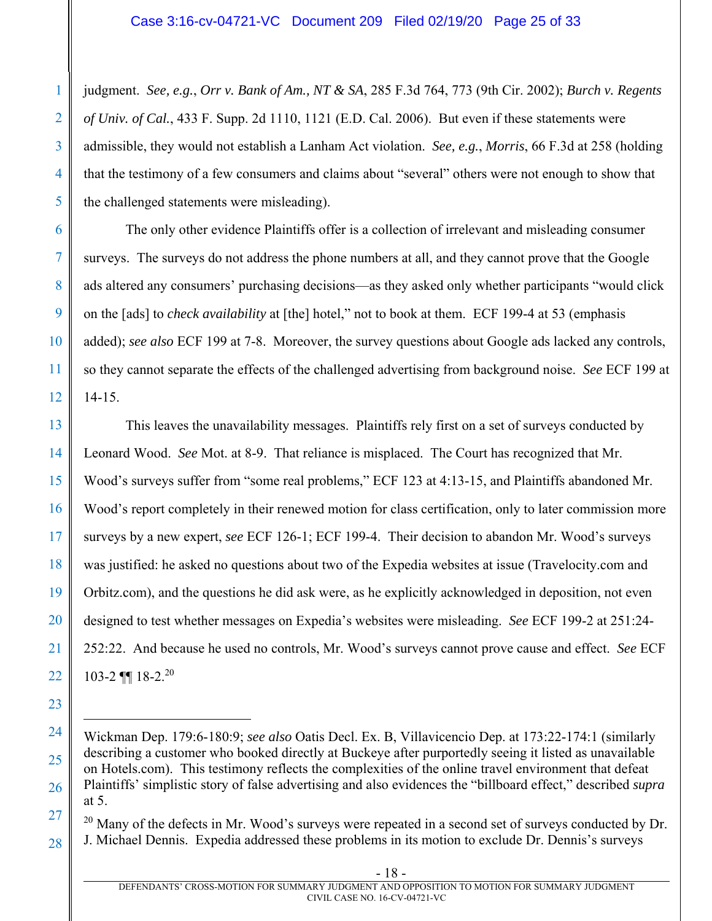judgment. *See, e.g.*, *Orr v. Bank of Am., NT & SA*, 285 F.3d 764, 773 (9th Cir. 2002); *Burch v. Regents of Univ. of Cal.*, 433 F. Supp. 2d 1110, 1121 (E.D. Cal. 2006). But even if these statements were admissible, they would not establish a Lanham Act violation. *See, e.g.*, *Morris*, 66 F.3d at 258 (holding that the testimony of a few consumers and claims about "several" others were not enough to show that the challenged statements were misleading).

The only other evidence Plaintiffs offer is a collection of irrelevant and misleading consumer surveys. The surveys do not address the phone numbers at all, and they cannot prove that the Google ads altered any consumers' purchasing decisions—as they asked only whether participants "would click on the [ads] to *check availability* at [the] hotel," not to book at them. ECF 199-4 at 53 (emphasis added); *see also* ECF 199 at 7-8. Moreover, the survey questions about Google ads lacked any controls, so they cannot separate the effects of the challenged advertising from background noise. *See* ECF 199 at 14-15.

This leaves the unavailability messages. Plaintiffs rely first on a set of surveys conducted by Leonard Wood. *See* Mot. at 8-9. That reliance is misplaced. The Court has recognized that Mr. Wood's surveys suffer from "some real problems," ECF 123 at 4:13-15, and Plaintiffs abandoned Mr. Wood's report completely in their renewed motion for class certification, only to later commission more surveys by a new expert, *see* ECF 126-1; ECF 199-4. Their decision to abandon Mr. Wood's surveys was justified: he asked no questions about two of the Expedia websites at issue (Travelocity.com and Orbitz.com), and the questions he did ask were, as he explicitly acknowledged in deposition, not even designed to test whether messages on Expedia's websites were misleading. *See* ECF 199-2 at 251:24-252:22. And because he used no controls, Mr. Wood's surveys cannot prove cause and effect. *See* ECF 103-2 ¶¶ 18-2.[20]

---

Wickman Dep. 179:6-180:9; *see also* Oatis Decl. Ex. B, Villavicencio Dep. at 173:22-174:1 (similarly describing a customer who booked directly at Buckeye after purportedly seeing it listed as unavailable on Hotels.com). This testimony reflects the complexities of the online travel environment that defeat Plaintiffs' simplistic story of false advertising and also evidences the "billboard effect," described *supra* at 5.

[20] Many of the defects in Mr. Wood's surveys were repeated in a second set of surveys conducted by Dr. J. Michael Dennis. Expedia addressed these problems in its motion to exclude Dr. Dennis's surveys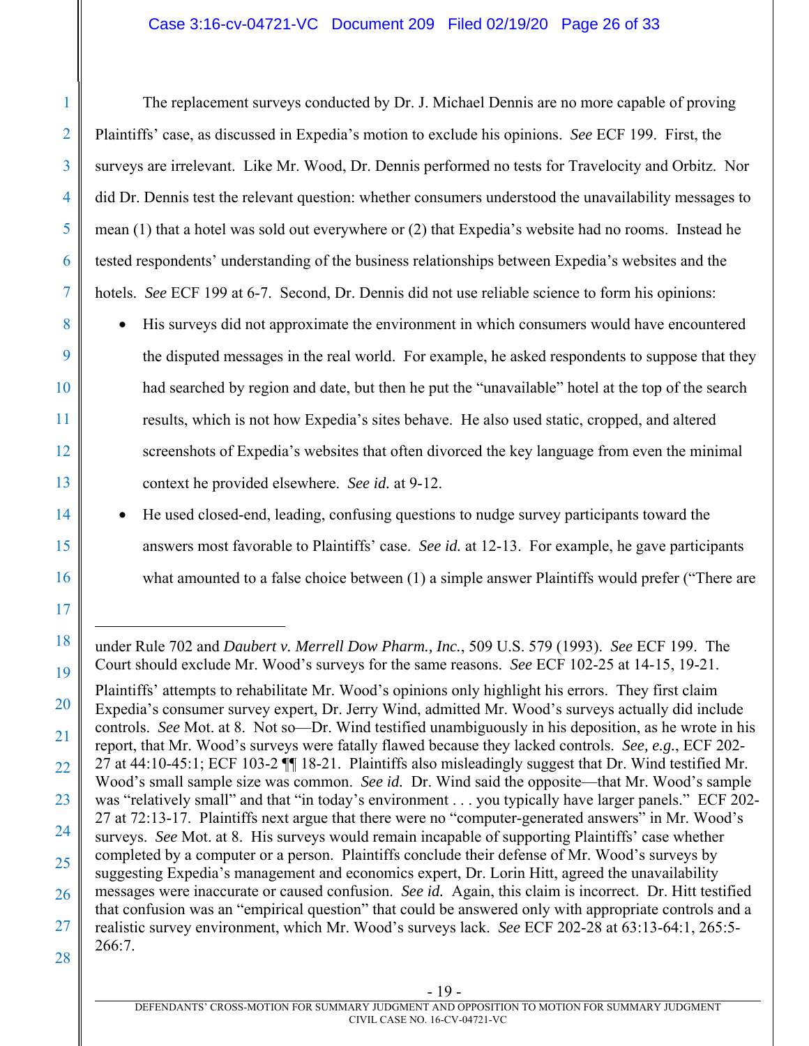The replacement surveys conducted by Dr. J. Michael Dennis are no more capable of proving Plaintiffs' case, as discussed in Expedia's motion to exclude his opinions. *See* ECF 199. First, the surveys are irrelevant. Like Mr. Wood, Dr. Dennis performed no tests for Travelocity and Orbitz. Nor did Dr. Dennis test the relevant question: whether consumers understood the unavailability messages to mean (1) that a hotel was sold out everywhere or (2) that Expedia's website had no rooms. Instead he tested respondents' understanding of the business relationships between Expedia's websites and the hotels. *See* ECF 199 at 6-7. Second, Dr. Dennis did not use reliable science to form his opinions:

- His surveys did not approximate the environment in which consumers would have encountered the disputed messages in the real world. For example, he asked respondents to suppose that they had searched by region and date, but then he put the "unavailable" hotel at the top of the search results, which is not how Expedia's sites behave. He also used static, cropped, and altered screenshots of Expedia's websites that often divorced the key language from even the minimal context he provided elsewhere. *See id.* at 9-12.
- He used closed-end, leading, confusing questions to nudge survey participants toward the answers most favorable to Plaintiffs' case. *See id.* at 12-13. For example, he gave participants what amounted to a false choice between (1) a simple answer Plaintiffs would prefer ("There are

---

under Rule 702 and *Daubert v. Merrell Dow Pharm., Inc.*, 509 U.S. 579 (1993). *See* ECF 199. The Court should exclude Mr. Wood's surveys for the same reasons. *See* ECF 102-25 at 14-15, 19-21.

Plaintiffs' attempts to rehabilitate Mr. Wood's opinions only highlight his errors. They first claim Expedia's consumer survey expert, Dr. Jerry Wind, admitted Mr. Wood's surveys actually did include controls. *See* Mot. at 8. Not so—Dr. Wind testified unambiguously in his deposition, as he wrote in his report, that Mr. Wood's surveys were fatally flawed because they lacked controls. *See, e.g.*, ECF 202-27 at 44:10-45:1; ECF 103-2 ¶¶ 18-21. Plaintiffs also misleadingly suggest that Dr. Wind testified Mr. Wood's small sample size was common. *See id.* Dr. Wind said the opposite—that Mr. Wood's sample was "relatively small" and that "in today's environment . . . you typically have larger panels." ECF 202-27 at 72:13-17. Plaintiffs next argue that there were no "computer-generated answers" in Mr. Wood's surveys. *See* Mot. at 8. His surveys would remain incapable of supporting Plaintiffs' case whether completed by a computer or a person. Plaintiffs conclude their defense of Mr. Wood's surveys by suggesting Expedia's management and economics expert, Dr. Lorin Hitt, agreed the unavailability messages were inaccurate or caused confusion. *See id.* Again, this claim is incorrect. Dr. Hitt testified that confusion was an "empirical question" that could be answered only with appropriate controls and a realistic survey environment, which Mr. Wood's surveys lack. *See* ECF 202-28 at 63:13-64:1, 265:5-266:7.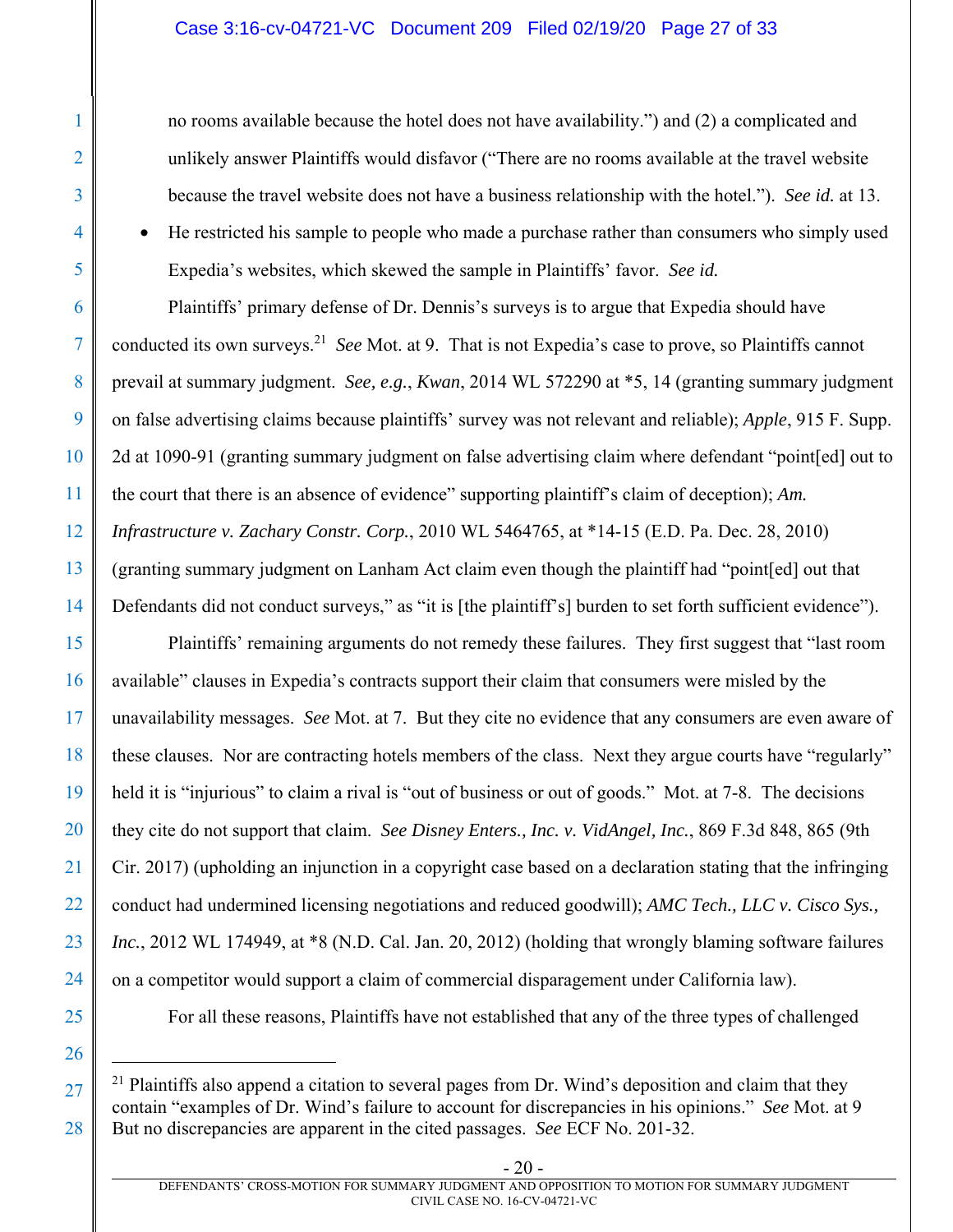no rooms available because the hotel does not have availability.") and (2) a complicated and unlikely answer Plaintiffs would disfavor ("There are no rooms available at the travel website because the travel website does not have a business relationship with the hotel."). *See id.* at 13.

- He restricted his sample to people who made a purchase rather than consumers who simply used Expedia's websites, which skewed the sample in Plaintiffs' favor. *See id.*

Plaintiffs' primary defense of Dr. Dennis's surveys is to argue that Expedia should have conducted its own surveys.[21] *See* Mot. at 9. That is not Expedia's case to prove, so Plaintiffs cannot prevail at summary judgment. *See, e.g.*, *Kwan*, 2014 WL 572290 at *5, 14 (granting summary judgment on false advertising claims because plaintiffs' survey was not relevant and reliable); *Apple*, 915 F. Supp. 2d at 1090-91 (granting summary judgment on false advertising claim where defendant "point[ed] out to the court that there is an absence of evidence" supporting plaintiff's claim of deception); *Am. Infrastructure v. Zachary Constr. Corp.*, 2010 WL 5464765, at *14-15 (E.D. Pa. Dec. 28, 2010) (granting summary judgment on Lanham Act claim even though the plaintiff had "point[ed] out that Defendants did not conduct surveys," as "it is [the plaintiff's] burden to set forth sufficient evidence").

Plaintiffs' remaining arguments do not remedy these failures. They first suggest that "last room available" clauses in Expedia's contracts support their claim that consumers were misled by the unavailability messages. *See* Mot. at 7. But they cite no evidence that any consumers are even aware of these clauses. Nor are contracting hotels members of the class. Next they argue courts have "regularly" held it is "injurious" to claim a rival is "out of business or out of goods." Mot. at 7-8. The decisions they cite do not support that claim. *See Disney Enters., Inc. v. VidAngel, Inc.*, 869 F.3d 848, 865 (9th Cir. 2017) (upholding an injunction in a copyright case based on a declaration stating that the infringing conduct had undermined licensing negotiations and reduced goodwill); *AMC Tech., LLC v. Cisco Sys., Inc.*, 2012 WL 174949, at *8 (N.D. Cal. Jan. 20, 2012) (holding that wrongly blaming software failures on a competitor would support a claim of commercial disparagement under California law).

For all these reasons, Plaintiffs have not established that any of the three types of challenged

---

[21] Plaintiffs also append a citation to several pages from Dr. Wind's deposition and claim that they contain "examples of Dr. Wind's failure to account for discrepancies in his opinions." *See* Mot. at 9 But no discrepancies are apparent in the cited passages. *See* ECF No. 201-32.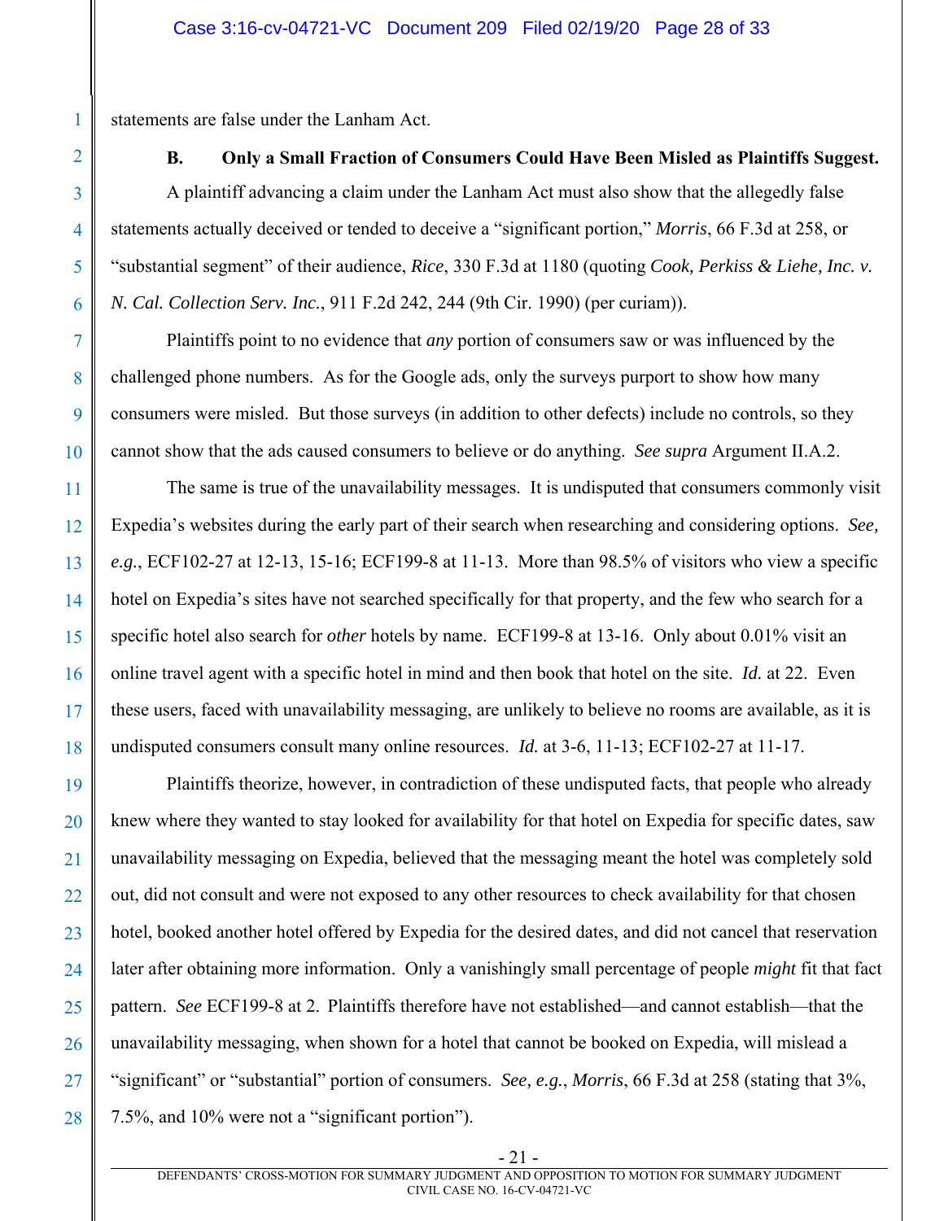statements are false under the Lanham Act.

### B. Only a Small Fraction of Consumers Could Have Been Misled as Plaintiffs Suggest.

A plaintiff advancing a claim under the Lanham Act must also show that the allegedly false statements actually deceived or tended to deceive a "significant portion," *Morris*, 66 F.3d at 258, or "substantial segment" of their audience, *Rice*, 330 F.3d at 1180 (quoting *Cook, Perkiss & Liehe, Inc. v. N. Cal. Collection Serv. Inc.*, 911 F.2d 242, 244 (9th Cir. 1990) (per curiam)).

Plaintiffs point to no evidence that *any* portion of consumers saw or was influenced by the challenged phone numbers. As for the Google ads, only the surveys purport to show how many consumers were misled. But those surveys (in addition to other defects) include no controls, so they cannot show that the ads caused consumers to believe or do anything. *See supra* Argument II.A.2.

The same is true of the unavailability messages. It is undisputed that consumers commonly visit Expedia's websites during the early part of their search when researching and considering options. *See, e.g.*, ECF102-27 at 12-13, 15-16; ECF199-8 at 11-13. More than 98.5% of visitors who view a specific hotel on Expedia's sites have not searched specifically for that property, and the few who search for a specific hotel also search for *other* hotels by name. ECF199-8 at 13-16. Only about 0.01% visit an online travel agent with a specific hotel in mind and then book that hotel on the site. *Id.* at 22. Even these users, faced with unavailability messaging, are unlikely to believe no rooms are available, as it is undisputed consumers consult many online resources. *Id.* at 3-6, 11-13; ECF102-27 at 11-17.

Plaintiffs theorize, however, in contradiction of these undisputed facts, that people who already knew where they wanted to stay looked for availability for that hotel on Expedia for specific dates, saw unavailability messaging on Expedia, believed that the messaging meant the hotel was completely sold out, did not consult and were not exposed to any other resources to check availability for that chosen hotel, booked another hotel offered by Expedia for the desired dates, and did not cancel that reservation later after obtaining more information. Only a vanishingly small percentage of people *might* fit that fact pattern. *See* ECF199-8 at 2. Plaintiffs therefore have not established—and cannot establish—that the unavailability messaging, when shown for a hotel that cannot be booked on Expedia, will mislead a "significant" or "substantial" portion of consumers. *See, e.g.*, *Morris*, 66 F.3d at 258 (stating that 3%, 7.5%, and 10% were not a "significant portion").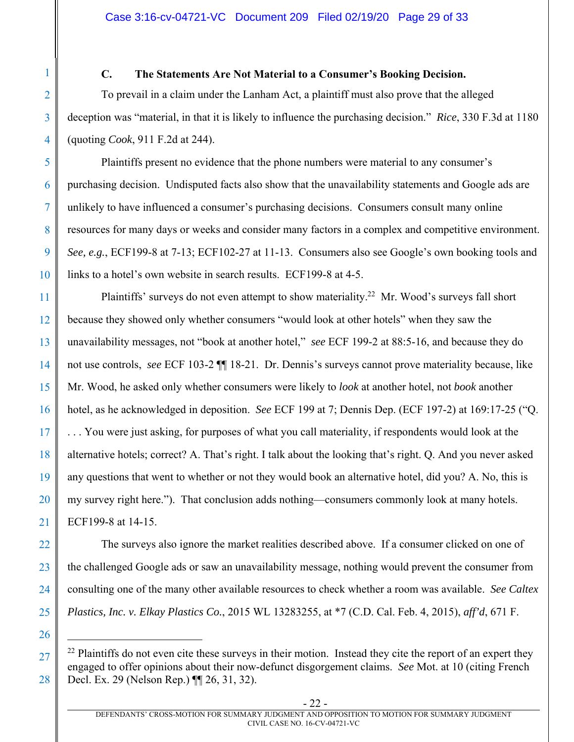### C. The Statements Are Not Material to a Consumer's Booking Decision.

To prevail in a claim under the Lanham Act, a plaintiff must also prove that the alleged deception was "material, in that it is likely to influence the purchasing decision." *Rice*, 330 F.3d at 1180 (quoting *Cook*, 911 F.2d at 244).

Plaintiffs present no evidence that the phone numbers were material to any consumer's purchasing decision. Undisputed facts also show that the unavailability statements and Google ads are unlikely to have influenced a consumer's purchasing decisions. Consumers consult many online resources for many days or weeks and consider many factors in a complex and competitive environment. *See, e.g.*, ECF199-8 at 7-13; ECF102-27 at 11-13. Consumers also see Google's own booking tools and links to a hotel's own website in search results. ECF199-8 at 4-5.

Plaintiffs' surveys do not even attempt to show materiality.[22] Mr. Wood's surveys fall short because they showed only whether consumers "would look at other hotels" when they saw the unavailability messages, not "book at another hotel," *see* ECF 199-2 at 88:5-16, and because they do not use controls, *see* ECF 103-2 ¶¶ 18-21. Dr. Dennis's surveys cannot prove materiality because, like Mr. Wood, he asked only whether consumers were likely to *look* at another hotel, not *book* another hotel, as he acknowledged in deposition. *See* ECF 199 at 7; Dennis Dep. (ECF 197-2) at 169:17-25 ("Q. . . . You were just asking, for purposes of what you call materiality, if respondents would look at the alternative hotels; correct? A. That's right. I talk about the looking that's right. Q. And you never asked any questions that went to whether or not they would book an alternative hotel, did you? A. No, this is my survey right here."). That conclusion adds nothing—consumers commonly look at many hotels. ECF199-8 at 14-15.

The surveys also ignore the market realities described above. If a consumer clicked on one of the challenged Google ads or saw an unavailability message, nothing would prevent the consumer from consulting one of the many other available resources to check whether a room was available. *See Caltex Plastics, Inc. v. Elkay Plastics Co.*, 2015 WL 13283255, at *7 (C.D. Cal. Feb. 4, 2015), *aff'd*, 671 F.

---

[22] Plaintiffs do not even cite these surveys in their motion. Instead they cite the report of an expert they engaged to offer opinions about their now-defunct disgorgement claims. *See* Mot. at 10 (citing French Decl. Ex. 29 (Nelson Rep.) ¶¶ 26, 31, 32).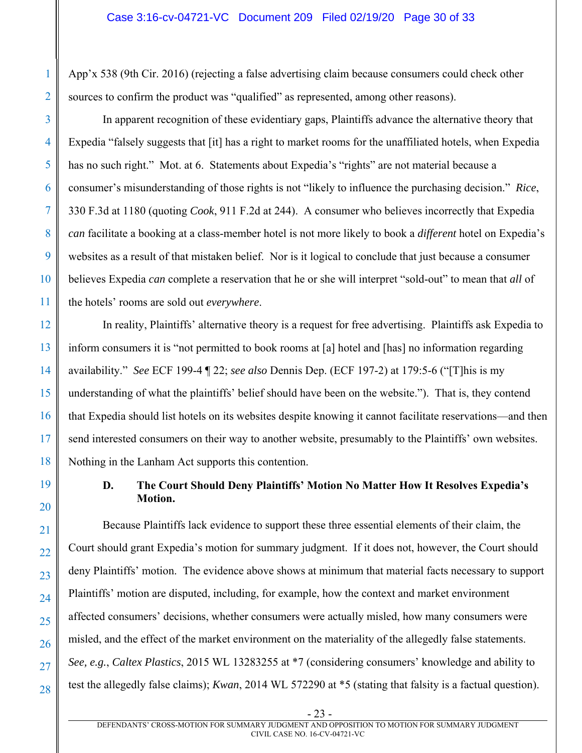App'x 538 (9th Cir. 2016) (rejecting a false advertising claim because consumers could check other sources to confirm the product was "qualified" as represented, among other reasons).

In apparent recognition of these evidentiary gaps, Plaintiffs advance the alternative theory that Expedia "falsely suggests that [it] has a right to market rooms for the unaffiliated hotels, when Expedia has no such right." Mot. at 6. Statements about Expedia's "rights" are not material because a consumer's misunderstanding of those rights is not "likely to influence the purchasing decision." *Rice*, 330 F.3d at 1180 (quoting *Cook*, 911 F.2d at 244). A consumer who believes incorrectly that Expedia *can* facilitate a booking at a class-member hotel is not more likely to book a *different* hotel on Expedia's websites as a result of that mistaken belief. Nor is it logical to conclude that just because a consumer believes Expedia *can* complete a reservation that he or she will interpret "sold-out" to mean that *all* of the hotels' rooms are sold out *everywhere*.

In reality, Plaintiffs' alternative theory is a request for free advertising. Plaintiffs ask Expedia to inform consumers it is "not permitted to book rooms at [a] hotel and [has] no information regarding availability." *See* ECF 199-4 ¶ 22; *see also* Dennis Dep. (ECF 197-2) at 179:5-6 ("[T]his is my understanding of what the plaintiffs' belief should have been on the website."). That is, they contend that Expedia should list hotels on its websites despite knowing it cannot facilitate reservations—and then send interested consumers on their way to another website, presumably to the Plaintiffs' own websites. Nothing in the Lanham Act supports this contention.

**D. The Court Should Deny Plaintiffs' Motion No Matter How It Resolves Expedia's Motion.**

Because Plaintiffs lack evidence to support these three essential elements of their claim, the Court should grant Expedia's motion for summary judgment. If it does not, however, the Court should deny Plaintiffs' motion. The evidence above shows at minimum that material facts necessary to support Plaintiffs' motion are disputed, including, for example, how the context and market environment affected consumers' decisions, whether consumers were actually misled, how many consumers were misled, and the effect of the market environment on the materiality of the allegedly false statements. *See, e.g.*, *Caltex Plastics*, 2015 WL 13283255 at *7 (considering consumers' knowledge and ability to test the allegedly false claims); *Kwan*, 2014 WL 572290 at *5 (stating that falsity is a factual question).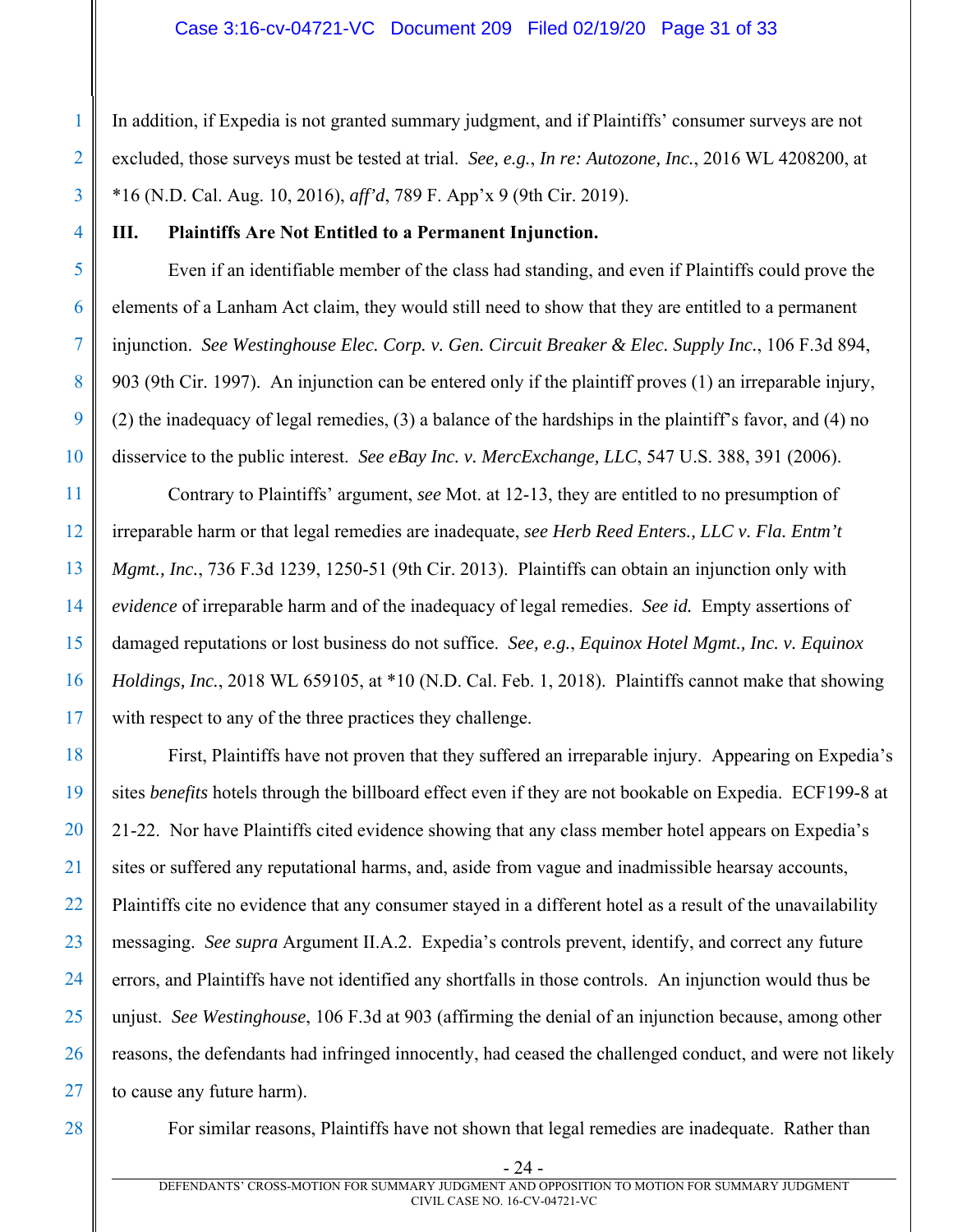In addition, if Expedia is not granted summary judgment, and if Plaintiffs' consumer surveys are not excluded, those surveys must be tested at trial. *See, e.g.*, *In re: Autozone, Inc.*, 2016 WL 4208200, at \*16 (N.D. Cal. Aug. 10, 2016), *aff'd*, 789 F. App'x 9 (9th Cir. 2019).

## III. Plaintiffs Are Not Entitled to a Permanent Injunction.

Even if an identifiable member of the class had standing, and even if Plaintiffs could prove the elements of a Lanham Act claim, they would still need to show that they are entitled to a permanent injunction. *See Westinghouse Elec. Corp. v. Gen. Circuit Breaker & Elec. Supply Inc.*, 106 F.3d 894, 903 (9th Cir. 1997). An injunction can be entered only if the plaintiff proves (1) an irreparable injury, (2) the inadequacy of legal remedies, (3) a balance of the hardships in the plaintiff's favor, and (4) no disservice to the public interest. *See eBay Inc. v. MercExchange, LLC*, 547 U.S. 388, 391 (2006).

Contrary to Plaintiffs' argument, *see* Mot. at 12-13, they are entitled to no presumption of irreparable harm or that legal remedies are inadequate, *see Herb Reed Enters., LLC v. Fla. Entm't Mgmt., Inc.*, 736 F.3d 1239, 1250-51 (9th Cir. 2013). Plaintiffs can obtain an injunction only with *evidence* of irreparable harm and of the inadequacy of legal remedies. *See id.* Empty assertions of damaged reputations or lost business do not suffice. *See, e.g.*, *Equinox Hotel Mgmt., Inc. v. Equinox Holdings, Inc.*, 2018 WL 659105, at \*10 (N.D. Cal. Feb. 1, 2018). Plaintiffs cannot make that showing with respect to any of the three practices they challenge.

First, Plaintiffs have not proven that they suffered an irreparable injury. Appearing on Expedia's sites *benefits* hotels through the billboard effect even if they are not bookable on Expedia. ECF199-8 at 21-22. Nor have Plaintiffs cited evidence showing that any class member hotel appears on Expedia's sites or suffered any reputational harms, and, aside from vague and inadmissible hearsay accounts, Plaintiffs cite no evidence that any consumer stayed in a different hotel as a result of the unavailability messaging. *See supra* Argument II.A.2. Expedia's controls prevent, identify, and correct any future errors, and Plaintiffs have not identified any shortfalls in those controls. An injunction would thus be unjust. *See Westinghouse*, 106 F.3d at 903 (affirming the denial of an injunction because, among other reasons, the defendants had infringed innocently, had ceased the challenged conduct, and were not likely to cause any future harm).

For similar reasons, Plaintiffs have not shown that legal remedies are inadequate. Rather than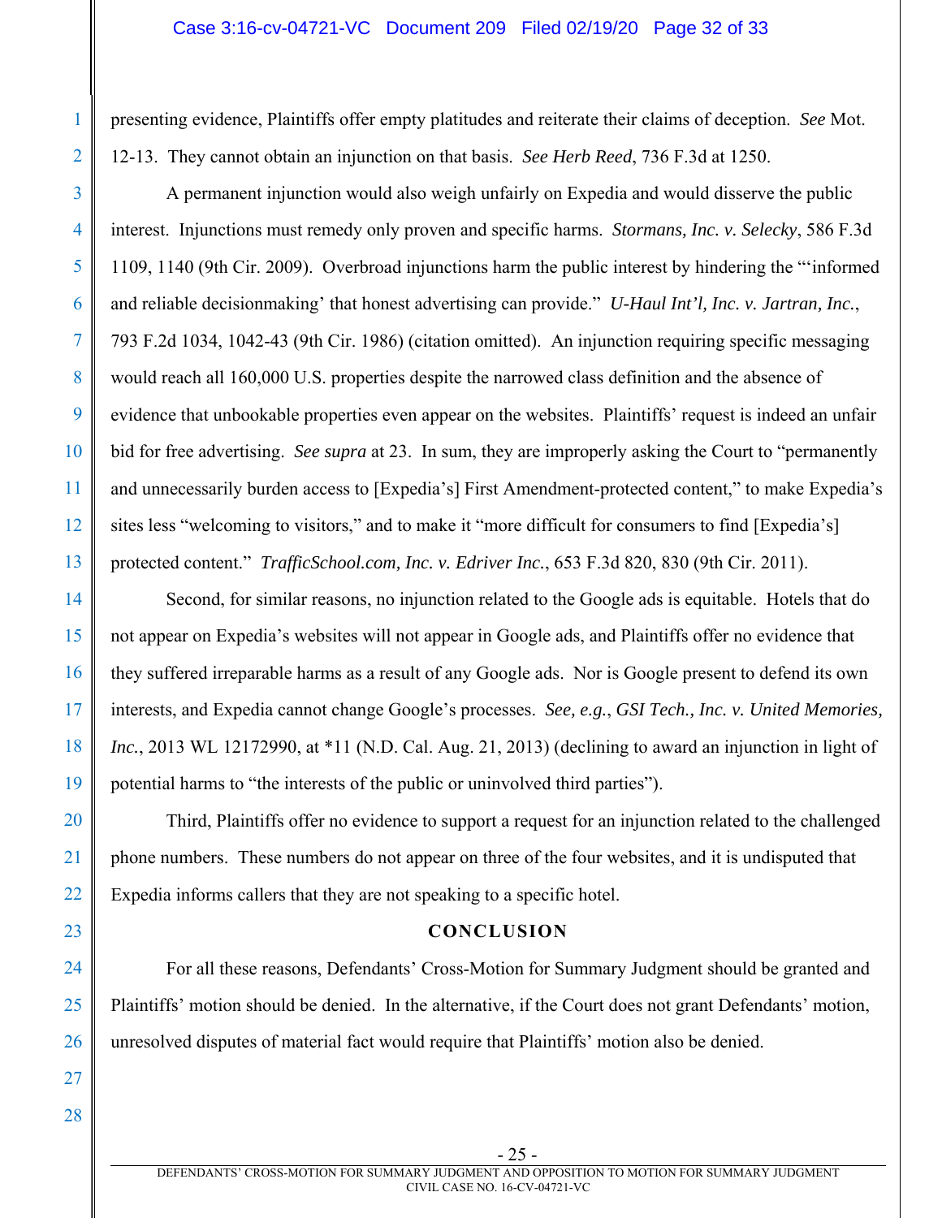presenting evidence, Plaintiffs offer empty platitudes and reiterate their claims of deception. *See* Mot. 12-13. They cannot obtain an injunction on that basis. *See Herb Reed*, 736 F.3d at 1250.

A permanent injunction would also weigh unfairly on Expedia and would disserve the public interest. Injunctions must remedy only proven and specific harms. *Stormans, Inc. v. Selecky*, 586 F.3d 1109, 1140 (9th Cir. 2009). Overbroad injunctions harm the public interest by hindering the "'informed and reliable decisionmaking' that honest advertising can provide." *U-Haul Int'l, Inc. v. Jartran, Inc.*, 793 F.2d 1034, 1042-43 (9th Cir. 1986) (citation omitted). An injunction requiring specific messaging would reach all 160,000 U.S. properties despite the narrowed class definition and the absence of evidence that unbookable properties even appear on the websites. Plaintiffs' request is indeed an unfair bid for free advertising. *See supra* at 23. In sum, they are improperly asking the Court to "permanently and unnecessarily burden access to [Expedia's] First Amendment-protected content," to make Expedia's sites less "welcoming to visitors," and to make it "more difficult for consumers to find [Expedia's] protected content." *TrafficSchool.com, Inc. v. Edriver Inc.*, 653 F.3d 820, 830 (9th Cir. 2011).

Second, for similar reasons, no injunction related to the Google ads is equitable. Hotels that do not appear on Expedia's websites will not appear in Google ads, and Plaintiffs offer no evidence that they suffered irreparable harms as a result of any Google ads. Nor is Google present to defend its own interests, and Expedia cannot change Google's processes. *See, e.g.*, *GSI Tech., Inc. v. United Memories, Inc.*, 2013 WL 12172990, at *11 (N.D. Cal. Aug. 21, 2013) (declining to award an injunction in light of potential harms to "the interests of the public or uninvolved third parties").

Third, Plaintiffs offer no evidence to support a request for an injunction related to the challenged phone numbers. These numbers do not appear on three of the four websites, and it is undisputed that Expedia informs callers that they are not speaking to a specific hotel.

## CONCLUSION

For all these reasons, Defendants' Cross-Motion for Summary Judgment should be granted and Plaintiffs' motion should be denied. In the alternative, if the Court does not grant Defendants' motion, unresolved disputes of material fact would require that Plaintiffs' motion also be denied.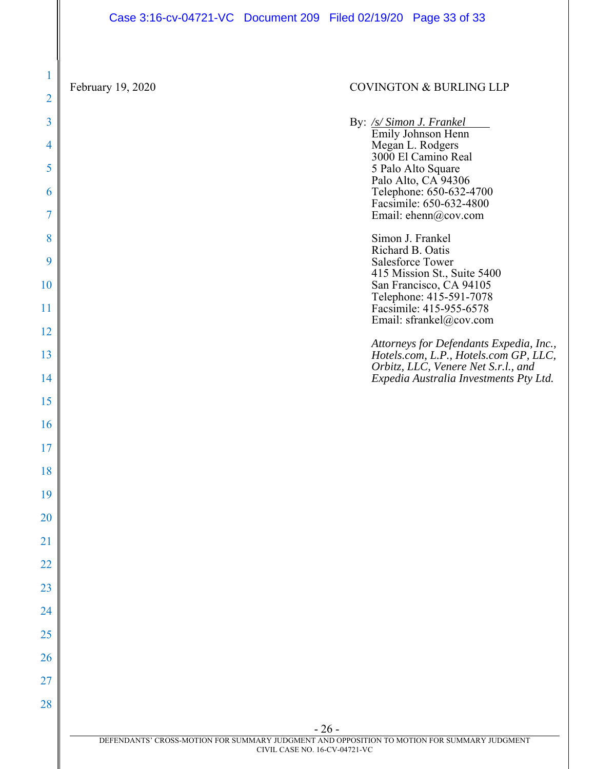February 19, 2020

COVINGTON & BURLING LLP

By: /s/ Simon J. Frankel
Emily Johnson Henn
Megan L. Rodgers
3000 El Camino Real
5 Palo Alto Square
Palo Alto, CA 94306
Telephone: 650-632-4700
Facsimile: 650-632-4800
Email: ehenn@cov.com

Simon J. Frankel
Richard B. Oatis
Salesforce Tower
415 Mission St., Suite 5400
San Francisco, CA 94105
Telephone: 415-591-7078
Facsimile: 415-955-6578
Email: sfrankel@cov.com

*Attorneys for Defendants Expedia, Inc., Hotels.com, L.P., Hotels.com GP, LLC, Orbitz, LLC, Venere Net S.r.l., and Expedia Australia Investments Pty Ltd.*